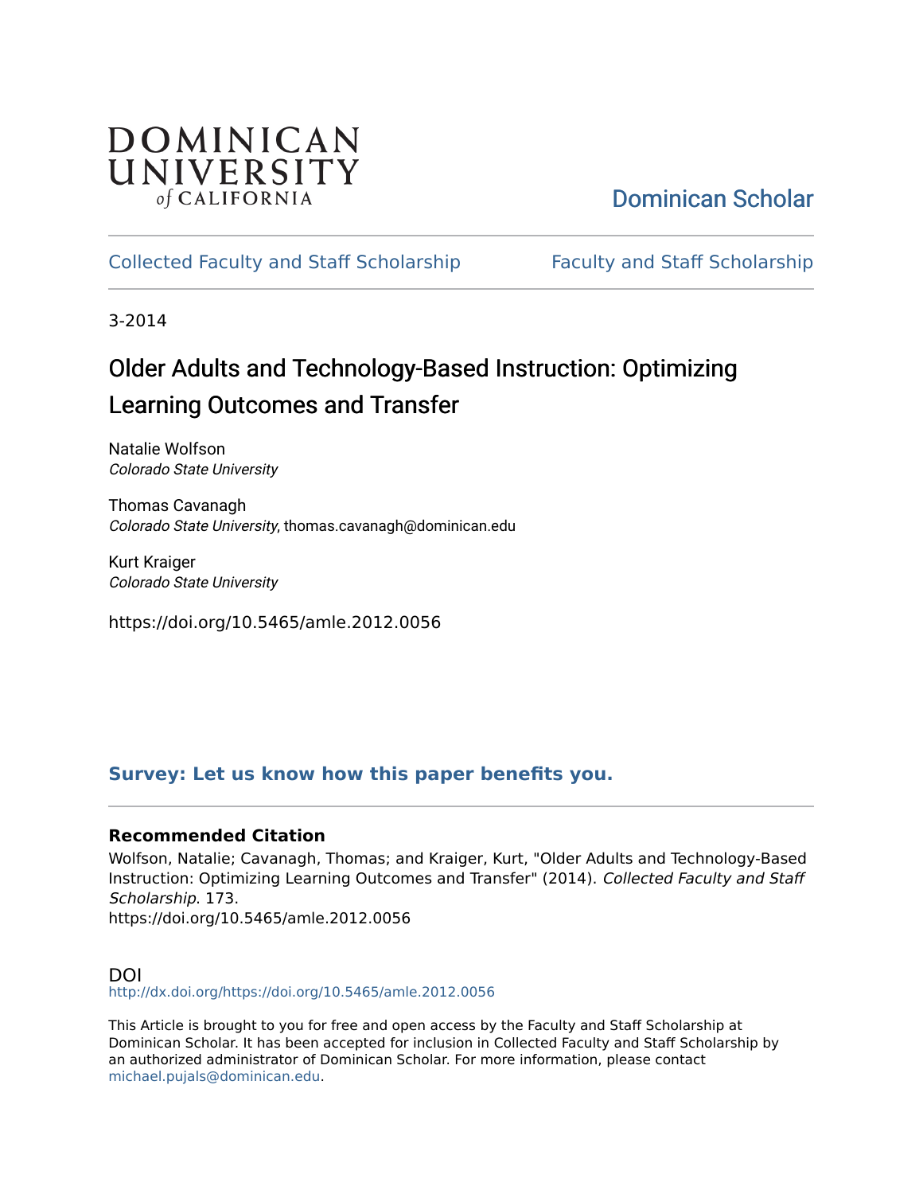DOMINICAN UNIVERSITY *of* CALIFORNIA

Dominican Scholar

Collected Faculty and Staff Scholarship | Faculty and Staff Scholarship

3-2014

# Older Adults and Technology-Based Instruction: Optimizing Learning Outcomes and Transfer

Natalie Wolfson
*Colorado State University*

Thomas Cavanagh
*Colorado State University*, thomas.cavanagh@dominican.edu

Kurt Kraiger
*Colorado State University*

https://doi.org/10.5465/amle.2012.0056

**Survey: Let us know how this paper benefits you.**

### Recommended Citation

Wolfson, Natalie; Cavanagh, Thomas; and Kraiger, Kurt, "Older Adults and Technology-Based Instruction: Optimizing Learning Outcomes and Transfer" (2014). *Collected Faculty and Staff Scholarship*. 173.
https://doi.org/10.5465/amle.2012.0056

DOI
http://dx.doi.org/https://doi.org/10.5465/amle.2012.0056

This Article is brought to you for free and open access by the Faculty and Staff Scholarship at Dominican Scholar. It has been accepted for inclusion in Collected Faculty and Staff Scholarship by an authorized administrator of Dominican Scholar. For more information, please contact michael.pujals@dominican.edu.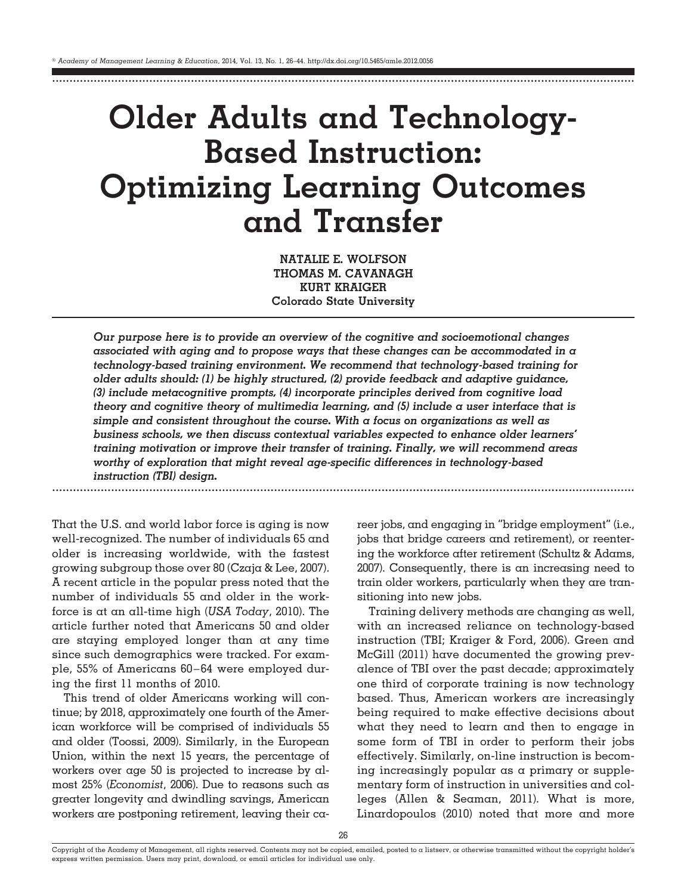# Older Adults and Technology-Based Instruction: Optimizing Learning Outcomes and Transfer

**NATALIE E. WOLFSON**
**THOMAS M. CAVANAGH**
**KURT KRAIGER**
**Colorado State University**

***Our purpose here is to provide an overview of the cognitive and socioemotional changes associated with aging and to propose ways that these changes can be accommodated in a technology-based training environment. We recommend that technology-based training for older adults should: (1) be highly structured, (2) provide feedback and adaptive guidance, (3) include metacognitive prompts, (4) incorporate principles derived from cognitive load theory and cognitive theory of multimedia learning, and (5) include a user interface that is simple and consistent throughout the course. With a focus on organizations as well as business schools, we then discuss contextual variables expected to enhance older learners' training motivation or improve their transfer of training. Finally, we will recommend areas worthy of exploration that might reveal age-specific differences in technology-based instruction (TBI) design.***

That the U.S. and world labor force is aging is now well-recognized. The number of individuals 65 and older is increasing worldwide, with the fastest growing subgroup those over 80 (Czaja & Lee, 2007). A recent article in the popular press noted that the number of individuals 55 and older in the workforce is at an all-time high (*USA Today*, 2010). The article further noted that Americans 50 and older are staying employed longer than at any time since such demographics were tracked. For example, 55% of Americans 60–64 were employed during the first 11 months of 2010.

This trend of older Americans working will continue; by 2018, approximately one fourth of the American workforce will be comprised of individuals 55 and older (Toossi, 2009). Similarly, in the European Union, within the next 15 years, the percentage of workers over age 50 is projected to increase by almost 25% (*Economist*, 2006). Due to reasons such as greater longevity and dwindling savings, American workers are postponing retirement, leaving their career jobs, and engaging in "bridge employment" (i.e., jobs that bridge careers and retirement), or reentering the workforce after retirement (Schultz & Adams, 2007). Consequently, there is an increasing need to train older workers, particularly when they are transitioning into new jobs.

Training delivery methods are changing as well, with an increased reliance on technology-based instruction (TBI; Kraiger & Ford, 2006). Green and McGill (2011) have documented the growing prevalence of TBI over the past decade; approximately one third of corporate training is now technology based. Thus, American workers are increasingly being required to make effective decisions about what they need to learn and then to engage in some form of TBI in order to perform their jobs effectively. Similarly, on-line instruction is becoming increasingly popular as a primary or supplementary form of instruction in universities and colleges (Allen & Seaman, 2011). What is more, Linardopoulos (2010) noted that more and more

Copyright of the Academy of Management, all rights reserved. Contents may not be copied, emailed, posted to a listserv, or otherwise transmitted without the copyright holder's express written permission. Users may print, download, or email articles for individual use only.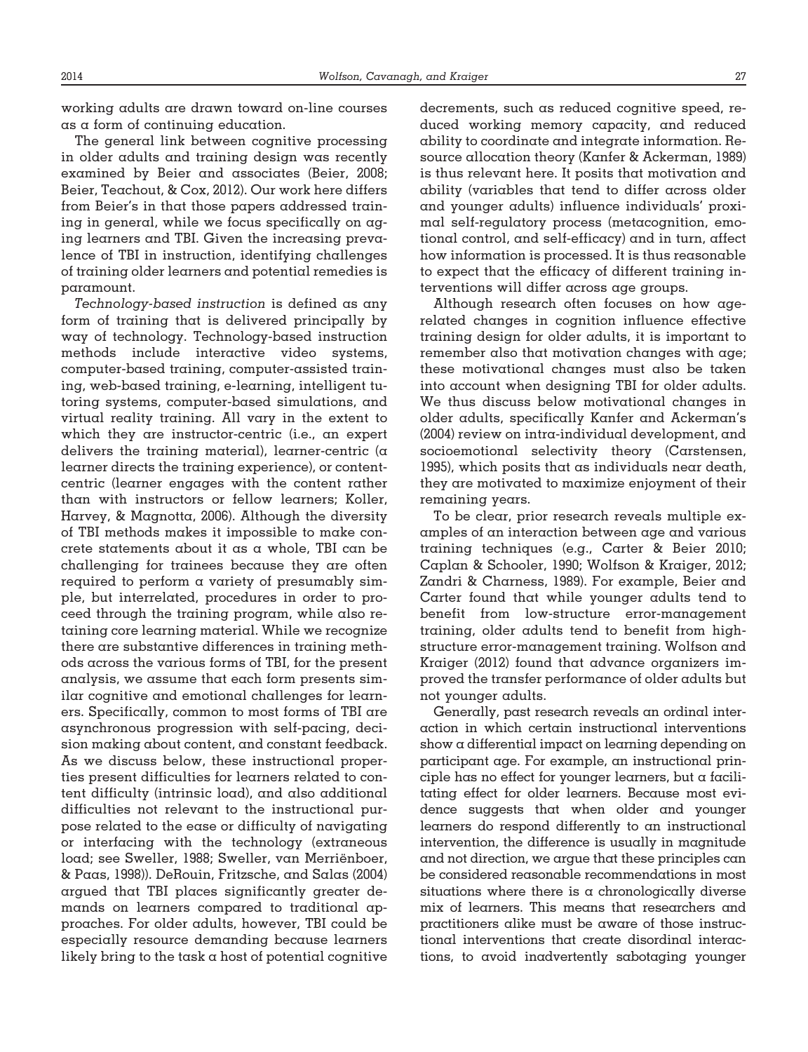working adults are drawn toward on-line courses as a form of continuing education.

The general link between cognitive processing in older adults and training design was recently examined by Beier and associates (Beier, 2008; Beier, Teachout, & Cox, 2012). Our work here differs from Beier's in that those papers addressed training in general, while we focus specifically on aging learners and TBI. Given the increasing prevalence of TBI in instruction, identifying challenges of training older learners and potential remedies is paramount.

*Technology-based instruction* is defined as any form of training that is delivered principally by way of technology. Technology-based instruction methods include interactive video systems, computer-based training, computer-assisted training, web-based training, e-learning, intelligent tutoring systems, computer-based simulations, and virtual reality training. All vary in the extent to which they are instructor-centric (i.e., an expert delivers the training material), learner-centric (a learner directs the training experience), or content-centric (learner engages with the content rather than with instructors or fellow learners; Koller, Harvey, & Magnotta, 2006). Although the diversity of TBI methods makes it impossible to make concrete statements about it as a whole, TBI can be challenging for trainees because they are often required to perform a variety of presumably simple, but interrelated, procedures in order to proceed through the training program, while also retaining core learning material. While we recognize there are substantive differences in training methods across the various forms of TBI, for the present analysis, we assume that each form presents similar cognitive and emotional challenges for learners. Specifically, common to most forms of TBI are asynchronous progression with self-pacing, decision making about content, and constant feedback. As we discuss below, these instructional properties present difficulties for learners related to content difficulty (intrinsic load), and also additional difficulties not relevant to the instructional purpose related to the ease or difficulty of navigating or interfacing with the technology (extraneous load; see Sweller, 1988; Sweller, van Merriënboer, & Paas, 1998)). DeRouin, Fritzsche, and Salas (2004) argued that TBI places significantly greater demands on learners compared to traditional approaches. For older adults, however, TBI could be especially resource demanding because learners likely bring to the task a host of potential cognitive decrements, such as reduced cognitive speed, reduced working memory capacity, and reduced ability to coordinate and integrate information. Resource allocation theory (Kanfer & Ackerman, 1989) is thus relevant here. It posits that motivation and ability (variables that tend to differ across older and younger adults) influence individuals' proximal self-regulatory process (metacognition, emotional control, and self-efficacy) and in turn, affect how information is processed. It is thus reasonable to expect that the efficacy of different training interventions will differ across age groups.

Although research often focuses on how age-related changes in cognition influence effective training design for older adults, it is important to remember also that motivation changes with age; these motivational changes must also be taken into account when designing TBI for older adults. We thus discuss below motivational changes in older adults, specifically Kanfer and Ackerman's (2004) review on intra-individual development, and socioemotional selectivity theory (Carstensen, 1995), which posits that as individuals near death, they are motivated to maximize enjoyment of their remaining years.

To be clear, prior research reveals multiple examples of an interaction between age and various training techniques (e.g., Carter & Beier 2010; Caplan & Schooler, 1990; Wolfson & Kraiger, 2012; Zandri & Charness, 1989). For example, Beier and Carter found that while younger adults tend to benefit from low-structure error-management training, older adults tend to benefit from high-structure error-management training. Wolfson and Kraiger (2012) found that advance organizers improved the transfer performance of older adults but not younger adults.

Generally, past research reveals an ordinal interaction in which certain instructional interventions show a differential impact on learning depending on participant age. For example, an instructional principle has no effect for younger learners, but a facilitating effect for older learners. Because most evidence suggests that when older and younger learners do respond differently to an instructional intervention, the difference is usually in magnitude and not direction, we argue that these principles can be considered reasonable recommendations in most situations where there is a chronologically diverse mix of learners. This means that researchers and practitioners alike must be aware of those instructional interventions that create disordinal interactions, to avoid inadvertently sabotaging younger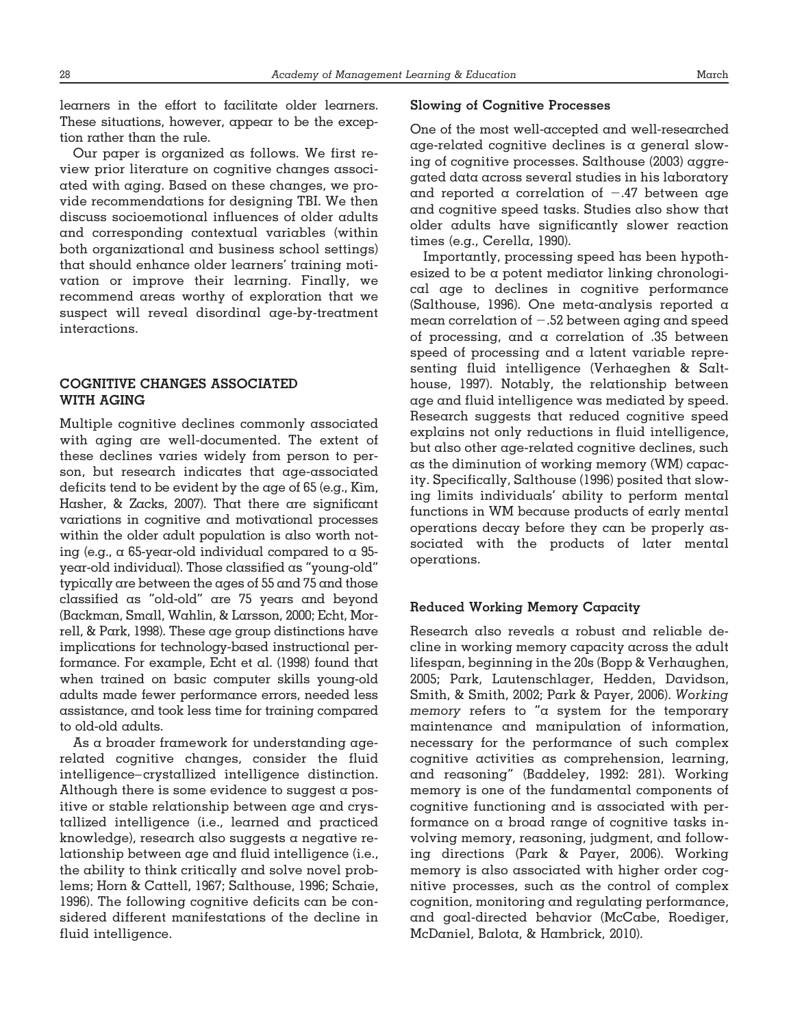learners in the effort to facilitate older learners. These situations, however, appear to be the exception rather than the rule.

Our paper is organized as follows. We first review prior literature on cognitive changes associated with aging. Based on these changes, we provide recommendations for designing TBI. We then discuss socioemotional influences of older adults and corresponding contextual variables (within both organizational and business school settings) that should enhance older learners' training motivation or improve their learning. Finally, we recommend areas worthy of exploration that we suspect will reveal disordinal age-by-treatment interactions.

## COGNITIVE CHANGES ASSOCIATED WITH AGING

Multiple cognitive declines commonly associated with aging are well-documented. The extent of these declines varies widely from person to person, but research indicates that age-associated deficits tend to be evident by the age of 65 (e.g., Kim, Hasher, & Zacks, 2007). That there are significant variations in cognitive and motivational processes within the older adult population is also worth noting (e.g., a 65-year-old individual compared to a 95-year-old individual). Those classified as "young-old" typically are between the ages of 55 and 75 and those classified as "old-old" are 75 years and beyond (Backman, Small, Wahlin, & Larsson, 2000; Echt, Morrell, & Park, 1998). These age group distinctions have implications for technology-based instructional performance. For example, Echt et al. (1998) found that when trained on basic computer skills young-old adults made fewer performance errors, needed less assistance, and took less time for training compared to old-old adults.

As a broader framework for understanding age-related cognitive changes, consider the fluid intelligence–crystallized intelligence distinction. Although there is some evidence to suggest a positive or stable relationship between age and crystallized intelligence (i.e., learned and practiced knowledge), research also suggests a negative relationship between age and fluid intelligence (i.e., the ability to think critically and solve novel problems; Horn & Cattell, 1967; Salthouse, 1996; Schaie, 1996). The following cognitive deficits can be considered different manifestations of the decline in fluid intelligence.

### Slowing of Cognitive Processes

One of the most well-accepted and well-researched age-related cognitive declines is a general slowing of cognitive processes. Salthouse (2003) aggregated data across several studies in his laboratory and reported a correlation of −.47 between age and cognitive speed tasks. Studies also show that older adults have significantly slower reaction times (e.g., Cerella, 1990).

Importantly, processing speed has been hypothesized to be a potent mediator linking chronological age to declines in cognitive performance (Salthouse, 1996). One meta-analysis reported a mean correlation of −.52 between aging and speed of processing, and a correlation of .35 between speed of processing and a latent variable representing fluid intelligence (Verhaeghen & Salthouse, 1997). Notably, the relationship between age and fluid intelligence was mediated by speed. Research suggests that reduced cognitive speed explains not only reductions in fluid intelligence, but also other age-related cognitive declines, such as the diminution of working memory (WM) capacity. Specifically, Salthouse (1996) posited that slowing limits individuals' ability to perform mental functions in WM because products of early mental operations decay before they can be properly associated with the products of later mental operations.

### Reduced Working Memory Capacity

Research also reveals a robust and reliable decline in working memory capacity across the adult lifespan, beginning in the 20s (Bopp & Verhaughen, 2005; Park, Lautenschlager, Hedden, Davidson, Smith, & Smith, 2002; Park & Payer, 2006). *Working memory* refers to "a system for the temporary maintenance and manipulation of information, necessary for the performance of such complex cognitive activities as comprehension, learning, and reasoning" (Baddeley, 1992: 281). Working memory is one of the fundamental components of cognitive functioning and is associated with performance on a broad range of cognitive tasks involving memory, reasoning, judgment, and following directions (Park & Payer, 2006). Working memory is also associated with higher order cognitive processes, such as the control of complex cognition, monitoring and regulating performance, and goal-directed behavior (McCabe, Roediger, McDaniel, Balota, & Hambrick, 2010).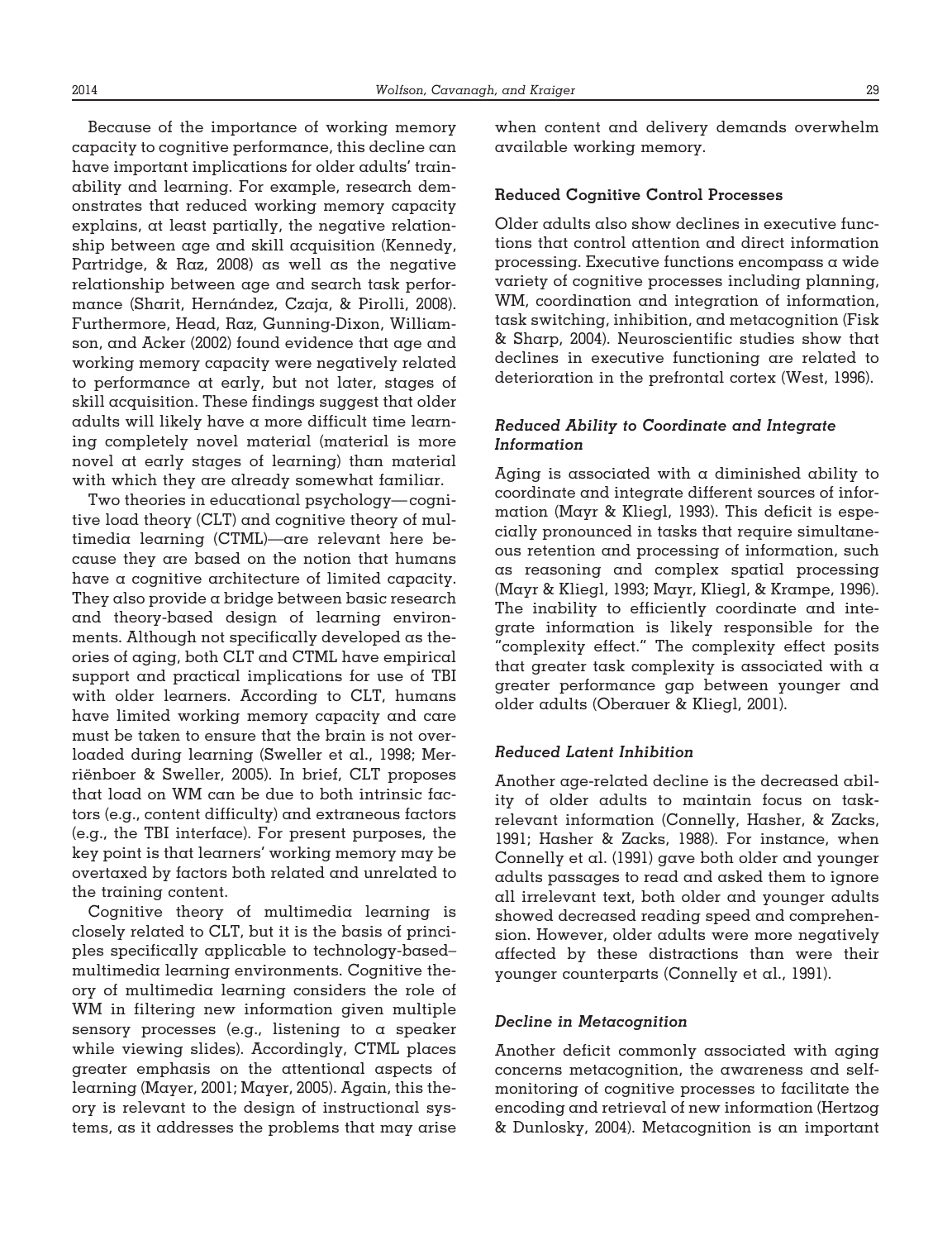Because of the importance of working memory capacity to cognitive performance, this decline can have important implications for older adults' trainability and learning. For example, research demonstrates that reduced working memory capacity explains, at least partially, the negative relationship between age and skill acquisition (Kennedy, Partridge, & Raz, 2008) as well as the negative relationship between age and search task performance (Sharit, Hernández, Czaja, & Pirolli, 2008). Furthermore, Head, Raz, Gunning-Dixon, Williamson, and Acker (2002) found evidence that age and working memory capacity were negatively related to performance at early, but not later, stages of skill acquisition. These findings suggest that older adults will likely have a more difficult time learning completely novel material (material is more novel at early stages of learning) than material with which they are already somewhat familiar.

Two theories in educational psychology—cognitive load theory (CLT) and cognitive theory of multimedia learning (CTML)—are relevant here because they are based on the notion that humans have a cognitive architecture of limited capacity. They also provide a bridge between basic research and theory-based design of learning environments. Although not specifically developed as theories of aging, both CLT and CTML have empirical support and practical implications for use of TBI with older learners. According to CLT, humans have limited working memory capacity and care must be taken to ensure that the brain is not overloaded during learning (Sweller et al., 1998; Merriënboer & Sweller, 2005). In brief, CLT proposes that load on WM can be due to both intrinsic factors (e.g., content difficulty) and extraneous factors (e.g., the TBI interface). For present purposes, the key point is that learners' working memory may be overtaxed by factors both related and unrelated to the training content.

Cognitive theory of multimedia learning is closely related to CLT, but it is the basis of principles specifically applicable to technology-based–multimedia learning environments. Cognitive theory of multimedia learning considers the role of WM in filtering new information given multiple sensory processes (e.g., listening to a speaker while viewing slides). Accordingly, CTML places greater emphasis on the attentional aspects of learning (Mayer, 2001; Mayer, 2005). Again, this theory is relevant to the design of instructional systems, as it addresses the problems that may arise when content and delivery demands overwhelm available working memory.

### Reduced Cognitive Control Processes

Older adults also show declines in executive functions that control attention and direct information processing. Executive functions encompass a wide variety of cognitive processes including planning, WM, coordination and integration of information, task switching, inhibition, and metacognition (Fisk & Sharp, 2004). Neuroscientific studies show that declines in executive functioning are related to deterioration in the prefrontal cortex (West, 1996).

#### *Reduced Ability to Coordinate and Integrate Information*

Aging is associated with a diminished ability to coordinate and integrate different sources of information (Mayr & Kliegl, 1993). This deficit is especially pronounced in tasks that require simultaneous retention and processing of information, such as reasoning and complex spatial processing (Mayr & Kliegl, 1993; Mayr, Kliegl, & Krampe, 1996). The inability to efficiently coordinate and integrate information is likely responsible for the "complexity effect." The complexity effect posits that greater task complexity is associated with a greater performance gap between younger and older adults (Oberauer & Kliegl, 2001).

#### *Reduced Latent Inhibition*

Another age-related decline is the decreased ability of older adults to maintain focus on task-relevant information (Connelly, Hasher, & Zacks, 1991; Hasher & Zacks, 1988). For instance, when Connelly et al. (1991) gave both older and younger adults passages to read and asked them to ignore all irrelevant text, both older and younger adults showed decreased reading speed and comprehension. However, older adults were more negatively affected by these distractions than were their younger counterparts (Connelly et al., 1991).

#### *Decline in Metacognition*

Another deficit commonly associated with aging concerns metacognition, the awareness and self-monitoring of cognitive processes to facilitate the encoding and retrieval of new information (Hertzog & Dunlosky, 2004). Metacognition is an important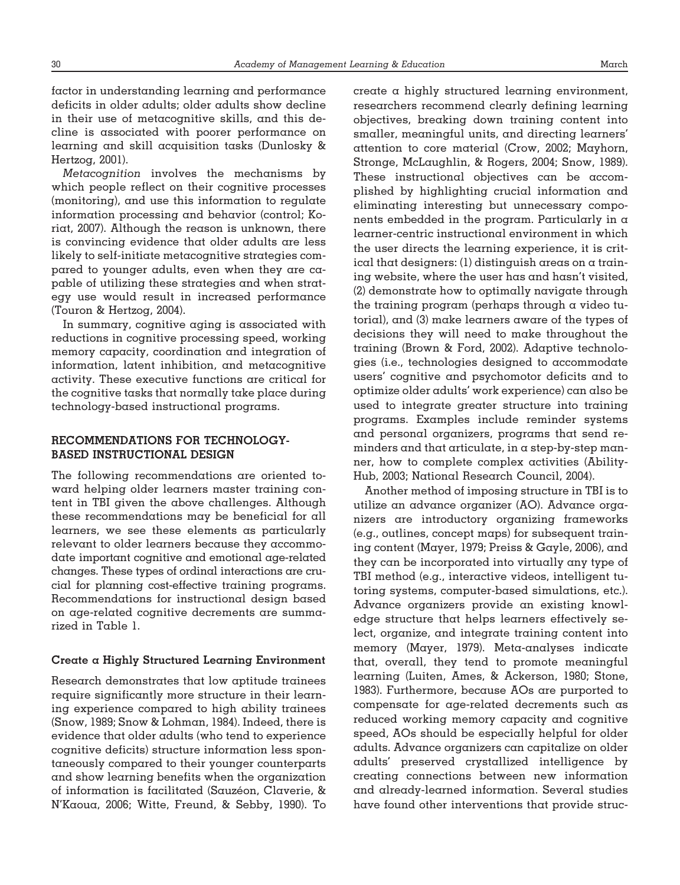factor in understanding learning and performance deficits in older adults; older adults show decline in their use of metacognitive skills, and this decline is associated with poorer performance on learning and skill acquisition tasks (Dunlosky & Hertzog, 2001).

*Metacognition* involves the mechanisms by which people reflect on their cognitive processes (monitoring), and use this information to regulate information processing and behavior (control; Koriat, 2007). Although the reason is unknown, there is convincing evidence that older adults are less likely to self-initiate metacognitive strategies compared to younger adults, even when they are capable of utilizing these strategies and when strategy use would result in increased performance (Touron & Hertzog, 2004).

In summary, cognitive aging is associated with reductions in cognitive processing speed, working memory capacity, coordination and integration of information, latent inhibition, and metacognitive activity. These executive functions are critical for the cognitive tasks that normally take place during technology-based instructional programs.

## RECOMMENDATIONS FOR TECHNOLOGY-BASED INSTRUCTIONAL DESIGN

The following recommendations are oriented toward helping older learners master training content in TBI given the above challenges. Although these recommendations may be beneficial for all learners, we see these elements as particularly relevant to older learners because they accommodate important cognitive and emotional age-related changes. These types of ordinal interactions are crucial for planning cost-effective training programs. Recommendations for instructional design based on age-related cognitive decrements are summarized in Table 1.

### Create a Highly Structured Learning Environment

Research demonstrates that low aptitude trainees require significantly more structure in their learning experience compared to high ability trainees (Snow, 1989; Snow & Lohman, 1984). Indeed, there is evidence that older adults (who tend to experience cognitive deficits) structure information less spontaneously compared to their younger counterparts and show learning benefits when the organization of information is facilitated (Sauzéon, Claverie, & N'Kaoua, 2006; Witte, Freund, & Sebby, 1990). To create a highly structured learning environment, researchers recommend clearly defining learning objectives, breaking down training content into smaller, meaningful units, and directing learners' attention to core material (Crow, 2002; Mayhorn, Stronge, McLaughlin, & Rogers, 2004; Snow, 1989). These instructional objectives can be accomplished by highlighting crucial information and eliminating interesting but unnecessary components embedded in the program. Particularly in a learner-centric instructional environment in which the user directs the learning experience, it is critical that designers: (1) distinguish areas on a training website, where the user has and hasn't visited, (2) demonstrate how to optimally navigate through the training program (perhaps through a video tutorial), and (3) make learners aware of the types of decisions they will need to make throughout the training (Brown & Ford, 2002). Adaptive technologies (i.e., technologies designed to accommodate users' cognitive and psychomotor deficits and to optimize older adults' work experience) can also be used to integrate greater structure into training programs. Examples include reminder systems and personal organizers, programs that send reminders and that articulate, in a step-by-step manner, how to complete complex activities (AbilityHub, 2003; National Research Council, 2004).

Another method of imposing structure in TBI is to utilize an advance organizer (AO). Advance organizers are introductory organizing frameworks (e.g., outlines, concept maps) for subsequent training content (Mayer, 1979; Preiss & Gayle, 2006), and they can be incorporated into virtually any type of TBI method (e.g., interactive videos, intelligent tutoring systems, computer-based simulations, etc.). Advance organizers provide an existing knowledge structure that helps learners effectively select, organize, and integrate training content into memory (Mayer, 1979). Meta-analyses indicate that, overall, they tend to promote meaningful learning (Luiten, Ames, & Ackerson, 1980; Stone, 1983). Furthermore, because AOs are purported to compensate for age-related decrements such as reduced working memory capacity and cognitive speed, AOs should be especially helpful for older adults. Advance organizers can capitalize on older adults' preserved crystallized intelligence by creating connections between new information and already-learned information. Several studies have found other interventions that provide struc-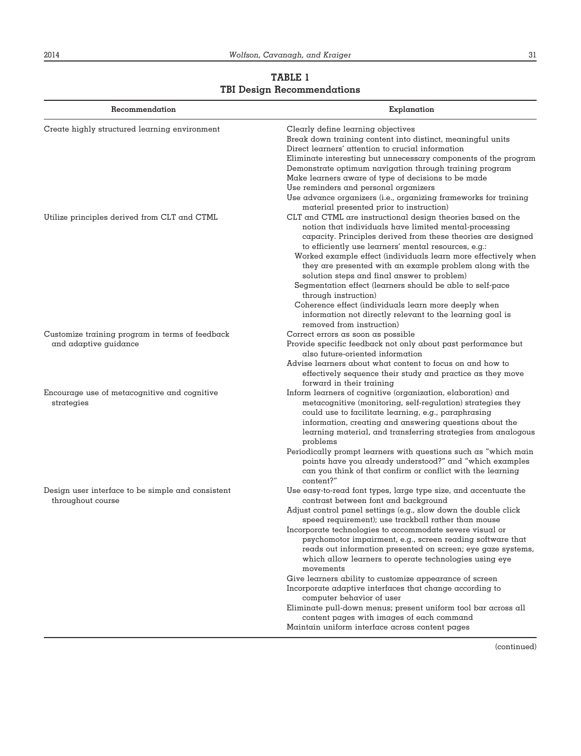**TABLE 1**
**TBI Design Recommendations**

| Recommendation | Explanation |
|---|---|
| Create highly structured learning environment | Clearly define learning objectives<br>Break down training content into distinct, meaningful units<br>Direct learners' attention to crucial information<br>Eliminate interesting but unnecessary components of the program<br>Demonstrate optimum navigation through training program<br>Make learners aware of type of decisions to be made<br>Use reminders and personal organizers<br>Use advance organizers (i.e., organizing frameworks for training material presented prior to instruction) |
| Utilize principles derived from CLT and CTML | CLT and CTML are instructional design theories based on the notion that individuals have limited mental-processing capacity. Principles derived from these theories are designed to efficiently use learners' mental resources, e.g.:<br>Worked example effect (individuals learn more effectively when they are presented with an example problem along with the solution steps and final answer to problem)<br>Segmentation effect (learners should be able to self-pace through instruction)<br>Coherence effect (individuals learn more deeply when information not directly relevant to the learning goal is removed from instruction) |
| Customize training program in terms of feedback and adaptive guidance | Correct errors as soon as possible<br>Provide specific feedback not only about past performance but also future-oriented information<br>Advise learners about what content to focus on and how to effectively sequence their study and practice as they move forward in their training |
| Encourage use of metacognitive and cognitive strategies | Inform learners of cognitive (organization, elaboration) and metacognitive (monitoring, self-regulation) strategies they could use to facilitate learning, e.g., paraphrasing information, creating and answering questions about the learning material, and transferring strategies from analogous problems<br>Periodically prompt learners with questions such as "which main points have you already understood?" and "which examples can you think of that confirm or conflict with the learning content?" |
| Design user interface to be simple and consistent throughout course | Use easy-to-read font types, large type size, and accentuate the contrast between font and background<br>Adjust control panel settings (e.g., slow down the double click speed requirement); use trackball rather than mouse<br>Incorporate technologies to accommodate severe visual or psychomotor impairment, e.g., screen reading software that reads out information presented on screen; eye gaze systems, which allow learners to operate technologies using eye movements<br>Give learners ability to customize appearance of screen<br>Incorporate adaptive interfaces that change according to computer behavior of user<br>Eliminate pull-down menus; present uniform tool bar across all content pages with images of each command<br>Maintain uniform interface across content pages |

(continued)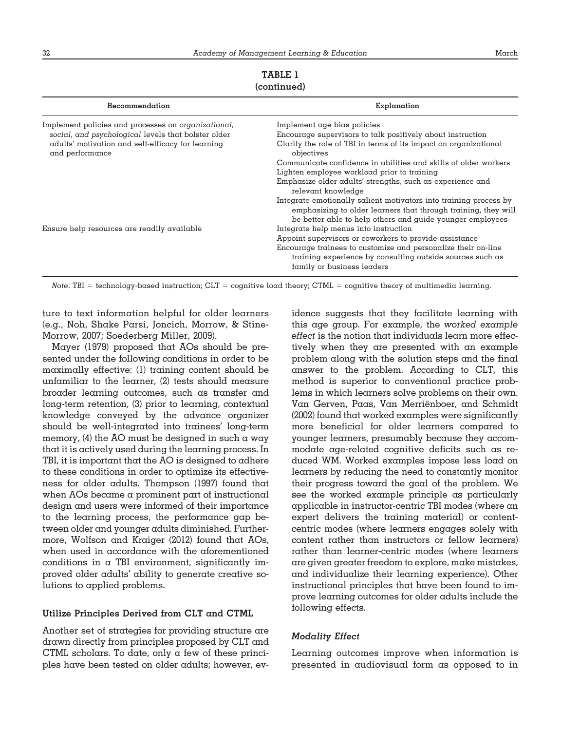**TABLE 1**
**(continued)**

| Recommendation | Explanation |
|---|---|
| Implement policies and processes on *organizational, social, and psychological* levels that bolster older adults' motivation and self-efficacy for learning and performance | Implement age bias policies<br>Encourage supervisors to talk positively about instruction<br>Clarify the role of TBI in terms of its impact on organizational objectives<br>Communicate confidence in abilities and skills of older workers<br>Lighten employee workload prior to training<br>Emphasize older adults' strengths, such as experience and relevant knowledge<br>Integrate emotionally salient motivators into training process by emphasizing to older learners that through training, they will be better able to help others and guide younger employees |
| Ensure help resources are readily available | Integrate help menus into instruction<br>Appoint supervisors or coworkers to provide assistance<br>Encourage trainees to customize and personalize their on-line training experience by consulting outside sources such as family or business leaders |

*Note*. TBI = technology-based instruction; CLT = cognitive load theory; CTML = cognitive theory of multimedia learning.

ture to text information helpful for older learners (e.g., Noh, Shake Parsi, Joncich, Morrow, & Stine-Morrow, 2007; Soederberg Miller, 2009).

Mayer (1979) proposed that AOs should be presented under the following conditions in order to be maximally effective: (1) training content should be unfamiliar to the learner, (2) tests should measure broader learning outcomes, such as transfer and long-term retention, (3) prior to learning, contextual knowledge conveyed by the advance organizer should be well-integrated into trainees' long-term memory, (4) the AO must be designed in such a way that it is actively used during the learning process. In TBI, it is important that the AO is designed to adhere to these conditions in order to optimize its effectiveness for older adults. Thompson (1997) found that when AOs became a prominent part of instructional design and users were informed of their importance to the learning process, the performance gap between older and younger adults diminished. Furthermore, Wolfson and Kraiger (2012) found that AOs, when used in accordance with the aforementioned conditions in a TBI environment, significantly improved older adults' ability to generate creative solutions to applied problems.

### Utilize Principles Derived from CLT and CTML

Another set of strategies for providing structure are drawn directly from principles proposed by CLT and CTML scholars. To date, only a few of these principles have been tested on older adults; however, evidence suggests that they facilitate learning with this age group. For example, the *worked example effect* is the notion that individuals learn more effectively when they are presented with an example problem along with the solution steps and the final answer to the problem. According to CLT, this method is superior to conventional practice problems in which learners solve problems on their own. Van Gerven, Paas, Van Merriënboer, and Schmidt (2002) found that worked examples were significantly more beneficial for older learners compared to younger learners, presumably because they accommodate age-related cognitive deficits such as reduced WM. Worked examples impose less load on learners by reducing the need to constantly monitor their progress toward the goal of the problem. We see the worked example principle as particularly applicable in instructor-centric TBI modes (where an expert delivers the training material) or content-centric modes (where learners engages solely with content rather than instructors or fellow learners) rather than learner-centric modes (where learners are given greater freedom to explore, make mistakes, and individualize their learning experience). Other instructional principles that have been found to improve learning outcomes for older adults include the following effects.

#### *Modality Effect*

Learning outcomes improve when information is presented in audiovisual form as opposed to in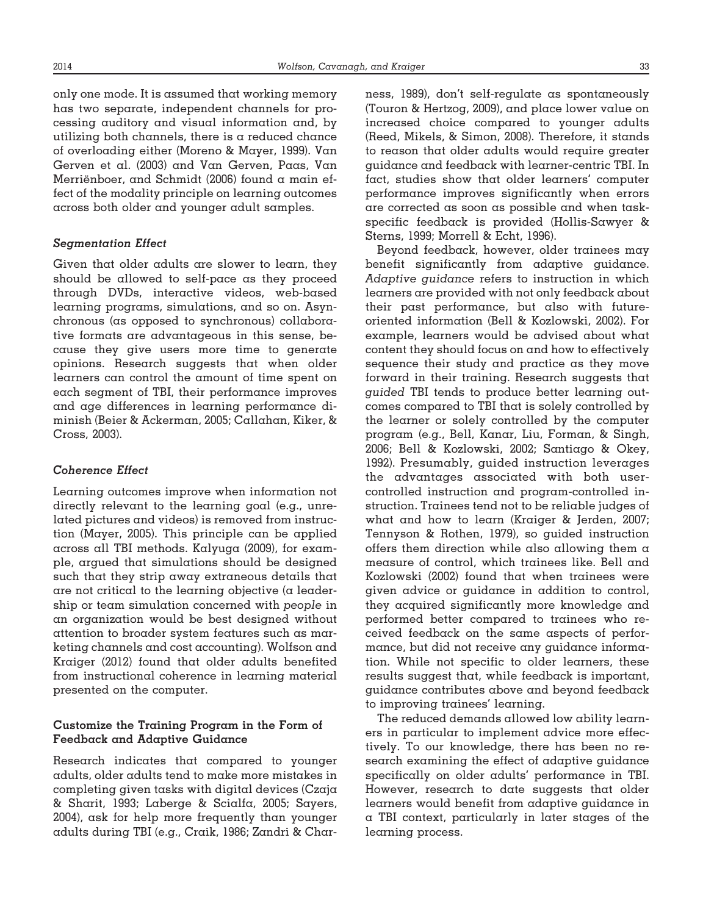only one mode. It is assumed that working memory has two separate, independent channels for processing auditory and visual information and, by utilizing both channels, there is a reduced chance of overloading either (Moreno & Mayer, 1999). Van Gerven et al. (2003) and Van Gerven, Paas, Van Merriënboer, and Schmidt (2006) found a main effect of the modality principle on learning outcomes across both older and younger adult samples.

### *Segmentation Effect*

Given that older adults are slower to learn, they should be allowed to self-pace as they proceed through DVDs, interactive videos, web-based learning programs, simulations, and so on. Asynchronous (as opposed to synchronous) collaborative formats are advantageous in this sense, because they give users more time to generate opinions. Research suggests that when older learners can control the amount of time spent on each segment of TBI, their performance improves and age differences in learning performance diminish (Beier & Ackerman, 2005; Callahan, Kiker, & Cross, 2003).

### *Coherence Effect*

Learning outcomes improve when information not directly relevant to the learning goal (e.g., unrelated pictures and videos) is removed from instruction (Mayer, 2005). This principle can be applied across all TBI methods. Kalyuga (2009), for example, argued that simulations should be designed such that they strip away extraneous details that are not critical to the learning objective (a leadership or team simulation concerned with *people* in an organization would be best designed without attention to broader system features such as marketing channels and cost accounting). Wolfson and Kraiger (2012) found that older adults benefited from instructional coherence in learning material presented on the computer.

## Customize the Training Program in the Form of Feedback and Adaptive Guidance

Research indicates that compared to younger adults, older adults tend to make more mistakes in completing given tasks with digital devices (Czaja & Sharit, 1993; Laberge & Scialfa, 2005; Sayers, 2004), ask for help more frequently than younger adults during TBI (e.g., Craik, 1986; Zandri & Charness, 1989), don't self-regulate as spontaneously (Touron & Hertzog, 2009), and place lower value on increased choice compared to younger adults (Reed, Mikels, & Simon, 2008). Therefore, it stands to reason that older adults would require greater guidance and feedback with learner-centric TBI. In fact, studies show that older learners' computer performance improves significantly when errors are corrected as soon as possible and when task-specific feedback is provided (Hollis-Sawyer & Sterns, 1999; Morrell & Echt, 1996).

Beyond feedback, however, older trainees may benefit significantly from adaptive guidance. *Adaptive guidance* refers to instruction in which learners are provided with not only feedback about their past performance, but also with future-oriented information (Bell & Kozlowski, 2002). For example, learners would be advised about what content they should focus on and how to effectively sequence their study and practice as they move forward in their training. Research suggests that *guided* TBI tends to produce better learning outcomes compared to TBI that is solely controlled by the learner or solely controlled by the computer program (e.g., Bell, Kanar, Liu, Forman, & Singh, 2006; Bell & Kozlowski, 2002; Santiago & Okey, 1992). Presumably, guided instruction leverages the advantages associated with both user-controlled instruction and program-controlled instruction. Trainees tend not to be reliable judges of what and how to learn (Kraiger & Jerden, 2007; Tennyson & Rothen, 1979), so guided instruction offers them direction while also allowing them a measure of control, which trainees like. Bell and Kozlowski (2002) found that when trainees were given advice or guidance in addition to control, they acquired significantly more knowledge and performed better compared to trainees who received feedback on the same aspects of performance, but did not receive any guidance information. While not specific to older learners, these results suggest that, while feedback is important, guidance contributes above and beyond feedback to improving trainees' learning.

The reduced demands allowed low ability learners in particular to implement advice more effectively. To our knowledge, there has been no research examining the effect of adaptive guidance specifically on older adults' performance in TBI. However, research to date suggests that older learners would benefit from adaptive guidance in a TBI context, particularly in later stages of the learning process.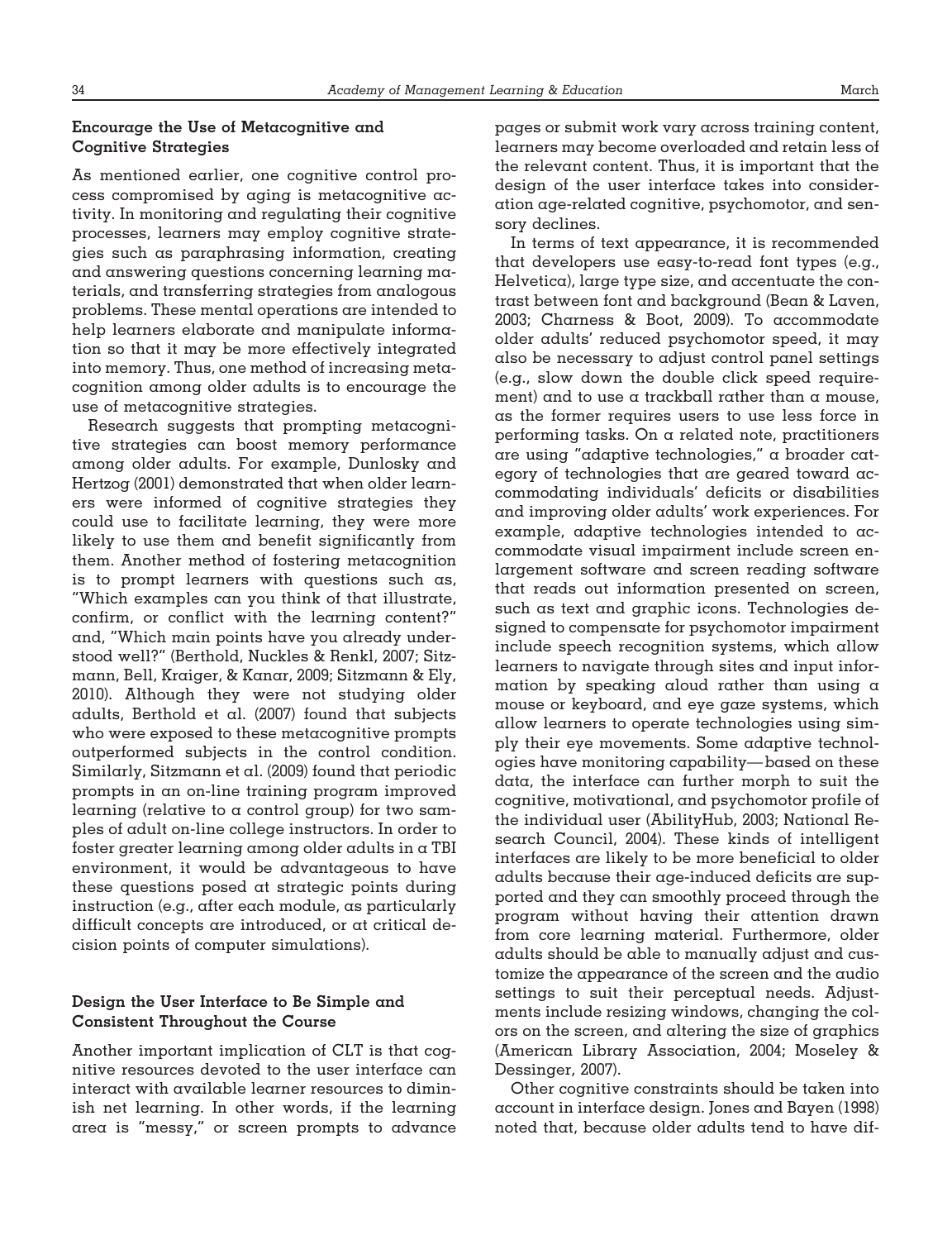### Encourage the Use of Metacognitive and Cognitive Strategies

As mentioned earlier, one cognitive control process compromised by aging is metacognitive activity. In monitoring and regulating their cognitive processes, learners may employ cognitive strategies such as paraphrasing information, creating and answering questions concerning learning materials, and transferring strategies from analogous problems. These mental operations are intended to help learners elaborate and manipulate information so that it may be more effectively integrated into memory. Thus, one method of increasing metacognition among older adults is to encourage the use of metacognitive strategies.

Research suggests that prompting metacognitive strategies can boost memory performance among older adults. For example, Dunlosky and Hertzog (2001) demonstrated that when older learners were informed of cognitive strategies they could use to facilitate learning, they were more likely to use them and benefit significantly from them. Another method of fostering metacognition is to prompt learners with questions such as, "Which examples can you think of that illustrate, confirm, or conflict with the learning content?" and, "Which main points have you already understood well?" (Berthold, Nuckles & Renkl, 2007; Sitzmann, Bell, Kraiger, & Kanar, 2009; Sitzmann & Ely, 2010). Although they were not studying older adults, Berthold et al. (2007) found that subjects who were exposed to these metacognitive prompts outperformed subjects in the control condition. Similarly, Sitzmann et al. (2009) found that periodic prompts in an on-line training program improved learning (relative to a control group) for two samples of adult on-line college instructors. In order to foster greater learning among older adults in a TBI environment, it would be advantageous to have these questions posed at strategic points during instruction (e.g., after each module, as particularly difficult concepts are introduced, or at critical decision points of computer simulations).

### Design the User Interface to Be Simple and Consistent Throughout the Course

Another important implication of CLT is that cognitive resources devoted to the user interface can interact with available learner resources to diminish net learning. In other words, if the learning area is "messy," or screen prompts to advance pages or submit work vary across training content, learners may become overloaded and retain less of the relevant content. Thus, it is important that the design of the user interface takes into consideration age-related cognitive, psychomotor, and sensory declines.

In terms of text appearance, it is recommended that developers use easy-to-read font types (e.g., Helvetica), large type size, and accentuate the contrast between font and background (Bean & Laven, 2003; Charness & Boot, 2009). To accommodate older adults' reduced psychomotor speed, it may also be necessary to adjust control panel settings (e.g., slow down the double click speed requirement) and to use a trackball rather than a mouse, as the former requires users to use less force in performing tasks. On a related note, practitioners are using "adaptive technologies," a broader category of technologies that are geared toward accommodating individuals' deficits or disabilities and improving older adults' work experiences. For example, adaptive technologies intended to accommodate visual impairment include screen enlargement software and screen reading software that reads out information presented on screen, such as text and graphic icons. Technologies designed to compensate for psychomotor impairment include speech recognition systems, which allow learners to navigate through sites and input information by speaking aloud rather than using a mouse or keyboard, and eye gaze systems, which allow learners to operate technologies using simply their eye movements. Some adaptive technologies have monitoring capability—based on these data, the interface can further morph to suit the cognitive, motivational, and psychomotor profile of the individual user (AbilityHub, 2003; National Research Council, 2004). These kinds of intelligent interfaces are likely to be more beneficial to older adults because their age-induced deficits are supported and they can smoothly proceed through the program without having their attention drawn from core learning material. Furthermore, older adults should be able to manually adjust and customize the appearance of the screen and the audio settings to suit their perceptual needs. Adjustments include resizing windows, changing the colors on the screen, and altering the size of graphics (American Library Association, 2004; Moseley & Dessinger, 2007).

Other cognitive constraints should be taken into account in interface design. Jones and Bayen (1998) noted that, because older adults tend to have dif-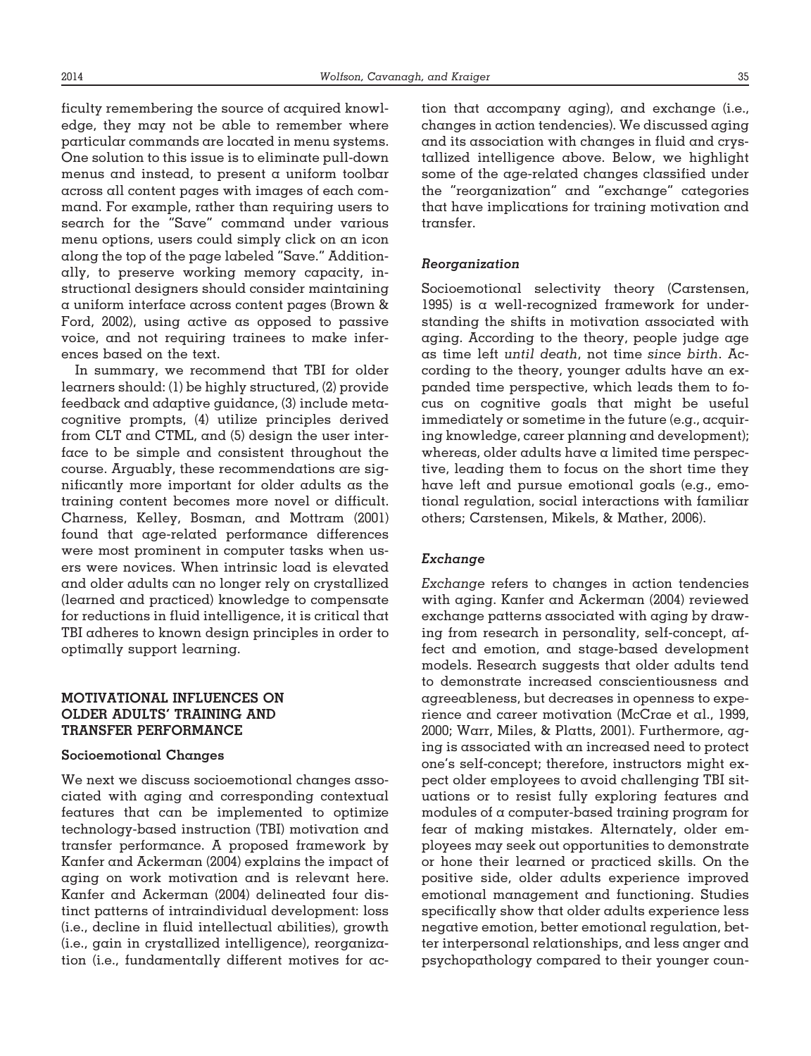ficulty remembering the source of acquired knowledge, they may not be able to remember where particular commands are located in menu systems. One solution to this issue is to eliminate pull-down menus and instead, to present a uniform toolbar across all content pages with images of each command. For example, rather than requiring users to search for the "Save" command under various menu options, users could simply click on an icon along the top of the page labeled "Save." Additionally, to preserve working memory capacity, instructional designers should consider maintaining a uniform interface across content pages (Brown & Ford, 2002), using active as opposed to passive voice, and not requiring trainees to make inferences based on the text.

In summary, we recommend that TBI for older learners should: (1) be highly structured, (2) provide feedback and adaptive guidance, (3) include metacognitive prompts, (4) utilize principles derived from CLT and CTML, and (5) design the user interface to be simple and consistent throughout the course. Arguably, these recommendations are significantly more important for older adults as the training content becomes more novel or difficult. Charness, Kelley, Bosman, and Mottram (2001) found that age-related performance differences were most prominent in computer tasks when users were novices. When intrinsic load is elevated and older adults can no longer rely on crystallized (learned and practiced) knowledge to compensate for reductions in fluid intelligence, it is critical that TBI adheres to known design principles in order to optimally support learning.

## MOTIVATIONAL INFLUENCES ON OLDER ADULTS' TRAINING AND TRANSFER PERFORMANCE

### Socioemotional Changes

We next we discuss socioemotional changes associated with aging and corresponding contextual features that can be implemented to optimize technology-based instruction (TBI) motivation and transfer performance. A proposed framework by Kanfer and Ackerman (2004) explains the impact of aging on work motivation and is relevant here. Kanfer and Ackerman (2004) delineated four distinct patterns of intraindividual development: loss (i.e., decline in fluid intellectual abilities), growth (i.e., gain in crystallized intelligence), reorganization (i.e., fundamentally different motives for action that accompany aging), and exchange (i.e., changes in action tendencies). We discussed aging and its association with changes in fluid and crystallized intelligence above. Below, we highlight some of the age-related changes classified under the "reorganization" and "exchange" categories that have implications for training motivation and transfer.

#### *Reorganization*

Socioemotional selectivity theory (Carstensen, 1995) is a well-recognized framework for understanding the shifts in motivation associated with aging. According to the theory, people judge age as time left *until death*, not time *since birth*. According to the theory, younger adults have an expanded time perspective, which leads them to focus on cognitive goals that might be useful immediately or sometime in the future (e.g., acquiring knowledge, career planning and development); whereas, older adults have a limited time perspective, leading them to focus on the short time they have left and pursue emotional goals (e.g., emotional regulation, social interactions with familiar others; Carstensen, Mikels, & Mather, 2006).

#### *Exchange*

*Exchange* refers to changes in action tendencies with aging. Kanfer and Ackerman (2004) reviewed exchange patterns associated with aging by drawing from research in personality, self-concept, affect and emotion, and stage-based development models. Research suggests that older adults tend to demonstrate increased conscientiousness and agreeableness, but decreases in openness to experience and career motivation (McCrae et al., 1999, 2000; Warr, Miles, & Platts, 2001). Furthermore, aging is associated with an increased need to protect one's self-concept; therefore, instructors might expect older employees to avoid challenging TBI situations or to resist fully exploring features and modules of a computer-based training program for fear of making mistakes. Alternately, older employees may seek out opportunities to demonstrate or hone their learned or practiced skills. On the positive side, older adults experience improved emotional management and functioning. Studies specifically show that older adults experience less negative emotion, better emotional regulation, better interpersonal relationships, and less anger and psychopathology compared to their younger coun-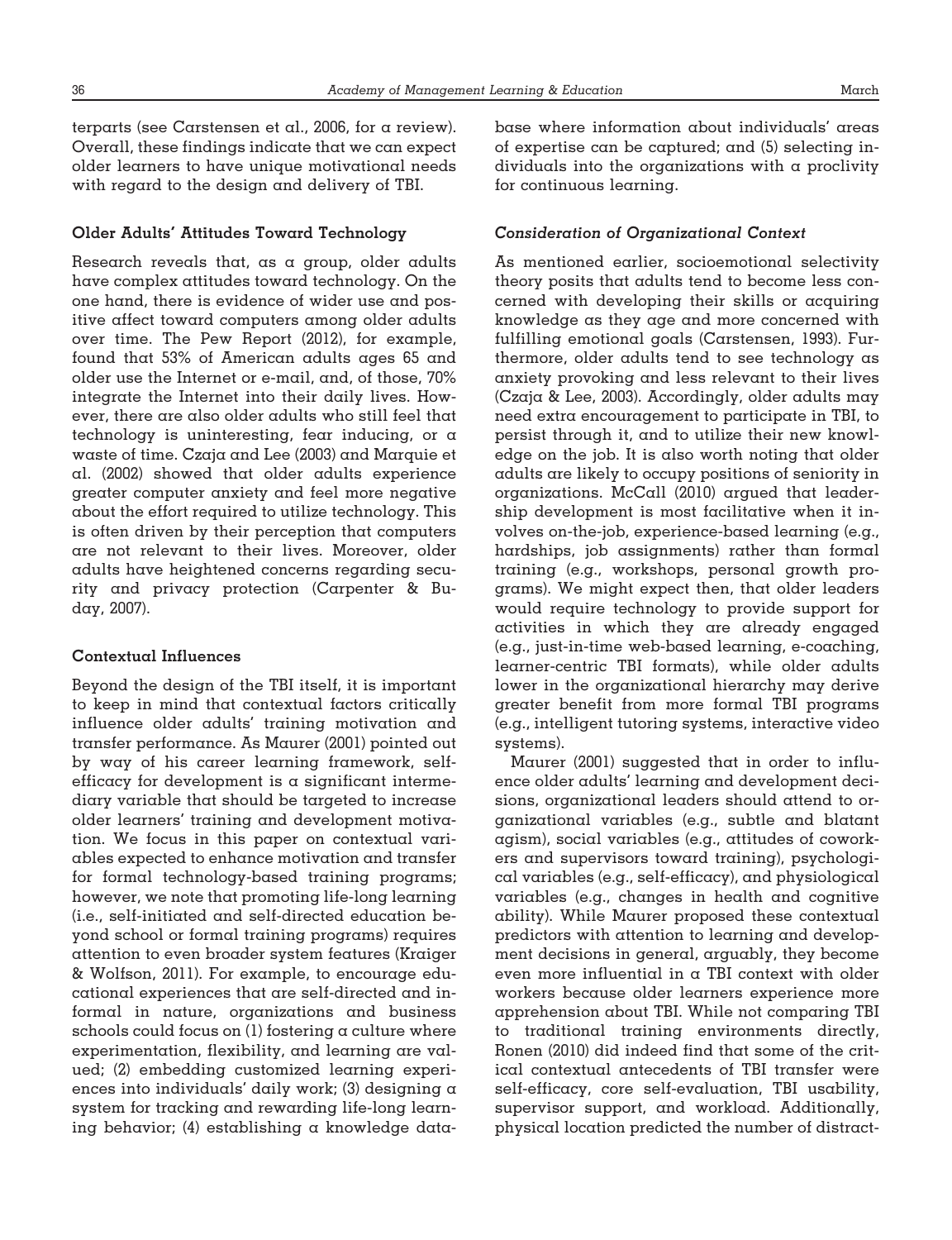terparts (see Carstensen et al., 2006, for a review). Overall, these findings indicate that we can expect older learners to have unique motivational needs with regard to the design and delivery of TBI.

### Older Adults' Attitudes Toward Technology

Research reveals that, as a group, older adults have complex attitudes toward technology. On the one hand, there is evidence of wider use and positive affect toward computers among older adults over time. The Pew Report (2012), for example, found that 53% of American adults ages 65 and older use the Internet or e-mail, and, of those, 70% integrate the Internet into their daily lives. However, there are also older adults who still feel that technology is uninteresting, fear inducing, or a waste of time. Czaja and Lee (2003) and Marquie et al. (2002) showed that older adults experience greater computer anxiety and feel more negative about the effort required to utilize technology. This is often driven by their perception that computers are not relevant to their lives. Moreover, older adults have heightened concerns regarding security and privacy protection (Carpenter & Buday, 2007).

### Contextual Influences

Beyond the design of the TBI itself, it is important to keep in mind that contextual factors critically influence older adults' training motivation and transfer performance. As Maurer (2001) pointed out by way of his career learning framework, self-efficacy for development is a significant intermediary variable that should be targeted to increase older learners' training and development motivation. We focus in this paper on contextual variables expected to enhance motivation and transfer for formal technology-based training programs; however, we note that promoting life-long learning (i.e., self-initiated and self-directed education beyond school or formal training programs) requires attention to even broader system features (Kraiger & Wolfson, 2011). For example, to encourage educational experiences that are self-directed and informal in nature, organizations and business schools could focus on (1) fostering a culture where experimentation, flexibility, and learning are valued; (2) embedding customized learning experiences into individuals' daily work; (3) designing a system for tracking and rewarding life-long learning behavior; (4) establishing a knowledge database where information about individuals' areas of expertise can be captured; and (5) selecting individuals into the organizations with a proclivity for continuous learning.

#### *Consideration of Organizational Context*

As mentioned earlier, socioemotional selectivity theory posits that adults tend to become less concerned with developing their skills or acquiring knowledge as they age and more concerned with fulfilling emotional goals (Carstensen, 1993). Furthermore, older adults tend to see technology as anxiety provoking and less relevant to their lives (Czaja & Lee, 2003). Accordingly, older adults may need extra encouragement to participate in TBI, to persist through it, and to utilize their new knowledge on the job. It is also worth noting that older adults are likely to occupy positions of seniority in organizations. McCall (2010) argued that leadership development is most facilitative when it involves on-the-job, experience-based learning (e.g., hardships, job assignments) rather than formal training (e.g., workshops, personal growth programs). We might expect then, that older leaders would require technology to provide support for activities in which they are already engaged (e.g., just-in-time web-based learning, e-coaching, learner-centric TBI formats), while older adults lower in the organizational hierarchy may derive greater benefit from more formal TBI programs (e.g., intelligent tutoring systems, interactive video systems).

Maurer (2001) suggested that in order to influence older adults' learning and development decisions, organizational leaders should attend to organizational variables (e.g., subtle and blatant agism), social variables (e.g., attitudes of coworkers and supervisors toward training), psychological variables (e.g., self-efficacy), and physiological variables (e.g., changes in health and cognitive ability). While Maurer proposed these contextual predictors with attention to learning and development decisions in general, arguably, they become even more influential in a TBI context with older workers because older learners experience more apprehension about TBI. While not comparing TBI to traditional training environments directly, Ronen (2010) did indeed find that some of the critical contextual antecedents of TBI transfer were self-efficacy, core self-evaluation, TBI usability, supervisor support, and workload. Additionally, physical location predicted the number of distract-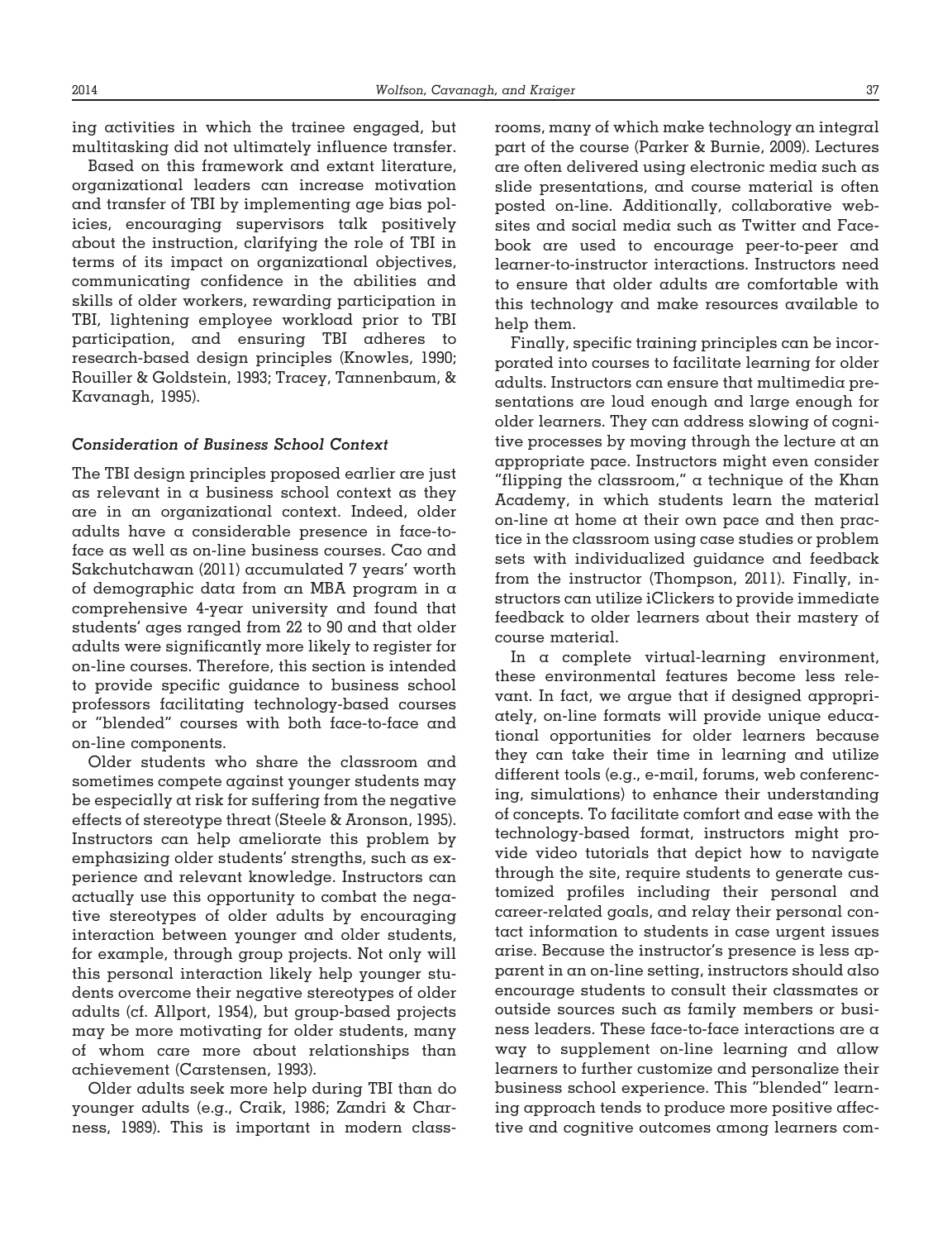ing activities in which the trainee engaged, but multitasking did not ultimately influence transfer.

Based on this framework and extant literature, organizational leaders can increase motivation and transfer of TBI by implementing age bias policies, encouraging supervisors talk positively about the instruction, clarifying the role of TBI in terms of its impact on organizational objectives, communicating confidence in the abilities and skills of older workers, rewarding participation in TBI, lightening employee workload prior to TBI participation, and ensuring TBI adheres to research-based design principles (Knowles, 1990; Rouiller & Goldstein, 1993; Tracey, Tannenbaum, & Kavanagh, 1995).

### *Consideration of Business School Context*

The TBI design principles proposed earlier are just as relevant in a business school context as they are in an organizational context. Indeed, older adults have a considerable presence in face-to-face as well as on-line business courses. Cao and Sakchutchawan (2011) accumulated 7 years' worth of demographic data from an MBA program in a comprehensive 4-year university and found that students' ages ranged from 22 to 90 and that older adults were significantly more likely to register for on-line courses. Therefore, this section is intended to provide specific guidance to business school professors facilitating technology-based courses or "blended" courses with both face-to-face and on-line components.

Older students who share the classroom and sometimes compete against younger students may be especially at risk for suffering from the negative effects of stereotype threat (Steele & Aronson, 1995). Instructors can help ameliorate this problem by emphasizing older students' strengths, such as experience and relevant knowledge. Instructors can actually use this opportunity to combat the negative stereotypes of older adults by encouraging interaction between younger and older students, for example, through group projects. Not only will this personal interaction likely help younger students overcome their negative stereotypes of older adults (cf. Allport, 1954), but group-based projects may be more motivating for older students, many of whom care more about relationships than achievement (Carstensen, 1993).

Older adults seek more help during TBI than do younger adults (e.g., Craik, 1986; Zandri & Charness, 1989). This is important in modern classrooms, many of which make technology an integral part of the course (Parker & Burnie, 2009). Lectures are often delivered using electronic media such as slide presentations, and course material is often posted on-line. Additionally, collaborative websites and social media such as Twitter and Facebook are used to encourage peer-to-peer and learner-to-instructor interactions. Instructors need to ensure that older adults are comfortable with this technology and make resources available to help them.

Finally, specific training principles can be incorporated into courses to facilitate learning for older adults. Instructors can ensure that multimedia presentations are loud enough and large enough for older learners. They can address slowing of cognitive processes by moving through the lecture at an appropriate pace. Instructors might even consider "flipping the classroom," a technique of the Khan Academy, in which students learn the material on-line at home at their own pace and then practice in the classroom using case studies or problem sets with individualized guidance and feedback from the instructor (Thompson, 2011). Finally, instructors can utilize iClickers to provide immediate feedback to older learners about their mastery of course material.

In a complete virtual-learning environment, these environmental features become less relevant. In fact, we argue that if designed appropriately, on-line formats will provide unique educational opportunities for older learners because they can take their time in learning and utilize different tools (e.g., e-mail, forums, web conferencing, simulations) to enhance their understanding of concepts. To facilitate comfort and ease with the technology-based format, instructors might provide video tutorials that depict how to navigate through the site, require students to generate customized profiles including their personal and career-related goals, and relay their personal contact information to students in case urgent issues arise. Because the instructor's presence is less apparent in an on-line setting, instructors should also encourage students to consult their classmates or outside sources such as family members or business leaders. These face-to-face interactions are a way to supplement on-line learning and allow learners to further customize and personalize their business school experience. This "blended" learning approach tends to produce more positive affective and cognitive outcomes among learners com-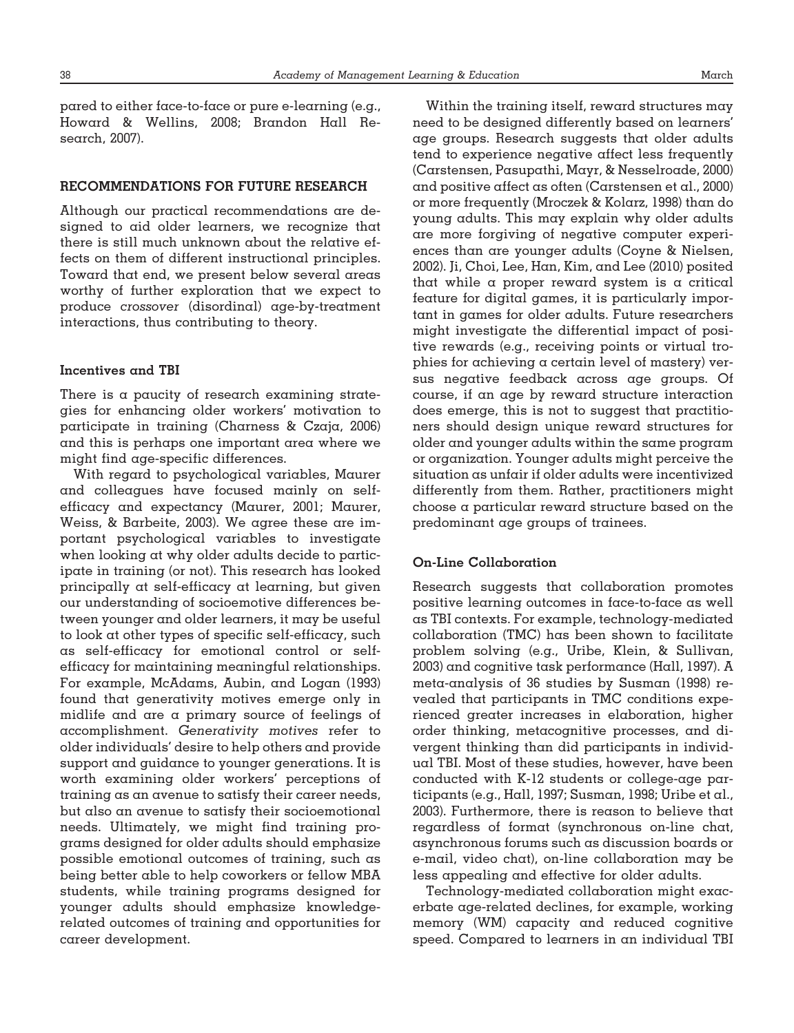pared to either face-to-face or pure e-learning (e.g., Howard & Wellins, 2008; Brandon Hall Research, 2007).

## RECOMMENDATIONS FOR FUTURE RESEARCH

Although our practical recommendations are designed to aid older learners, we recognize that there is still much unknown about the relative effects on them of different instructional principles. Toward that end, we present below several areas worthy of further exploration that we expect to produce *crossover* (disordinal) age-by-treatment interactions, thus contributing to theory.

### Incentives and TBI

There is a paucity of research examining strategies for enhancing older workers' motivation to participate in training (Charness & Czaja, 2006) and this is perhaps one important area where we might find age-specific differences.

With regard to psychological variables, Maurer and colleagues have focused mainly on self-efficacy and expectancy (Maurer, 2001; Maurer, Weiss, & Barbeite, 2003). We agree these are important psychological variables to investigate when looking at why older adults decide to participate in training (or not). This research has looked principally at self-efficacy at learning, but given our understanding of socioemotive differences between younger and older learners, it may be useful to look at other types of specific self-efficacy, such as self-efficacy for emotional control or self-efficacy for maintaining meaningful relationships. For example, McAdams, Aubin, and Logan (1993) found that generativity motives emerge only in midlife and are a primary source of feelings of accomplishment. *Generativity motives* refer to older individuals' desire to help others and provide support and guidance to younger generations. It is worth examining older workers' perceptions of training as an avenue to satisfy their career needs, but also an avenue to satisfy their socioemotional needs. Ultimately, we might find training programs designed for older adults should emphasize possible emotional outcomes of training, such as being better able to help coworkers or fellow MBA students, while training programs designed for younger adults should emphasize knowledge-related outcomes of training and opportunities for career development.

Within the training itself, reward structures may need to be designed differently based on learners' age groups. Research suggests that older adults tend to experience negative affect less frequently (Carstensen, Pasupathi, Mayr, & Nesselroade, 2000) and positive affect as often (Carstensen et al., 2000) or more frequently (Mroczek & Kolarz, 1998) than do young adults. This may explain why older adults are more forgiving of negative computer experiences than are younger adults (Coyne & Nielsen, 2002). Ji, Choi, Lee, Han, Kim, and Lee (2010) posited that while a proper reward system is a critical feature for digital games, it is particularly important in games for older adults. Future researchers might investigate the differential impact of positive rewards (e.g., receiving points or virtual trophies for achieving a certain level of mastery) versus negative feedback across age groups. Of course, if an age by reward structure interaction does emerge, this is not to suggest that practitioners should design unique reward structures for older and younger adults within the same program or organization. Younger adults might perceive the situation as unfair if older adults were incentivized differently from them. Rather, practitioners might choose a particular reward structure based on the predominant age groups of trainees.

### On-Line Collaboration

Research suggests that collaboration promotes positive learning outcomes in face-to-face as well as TBI contexts. For example, technology-mediated collaboration (TMC) has been shown to facilitate problem solving (e.g., Uribe, Klein, & Sullivan, 2003) and cognitive task performance (Hall, 1997). A meta-analysis of 36 studies by Susman (1998) revealed that participants in TMC conditions experienced greater increases in elaboration, higher order thinking, metacognitive processes, and divergent thinking than did participants in individual TBI. Most of these studies, however, have been conducted with K-12 students or college-age participants (e.g., Hall, 1997; Susman, 1998; Uribe et al., 2003). Furthermore, there is reason to believe that regardless of format (synchronous on-line chat, asynchronous forums such as discussion boards or e-mail, video chat), on-line collaboration may be less appealing and effective for older adults.

Technology-mediated collaboration might exacerbate age-related declines, for example, working memory (WM) capacity and reduced cognitive speed. Compared to learners in an individual TBI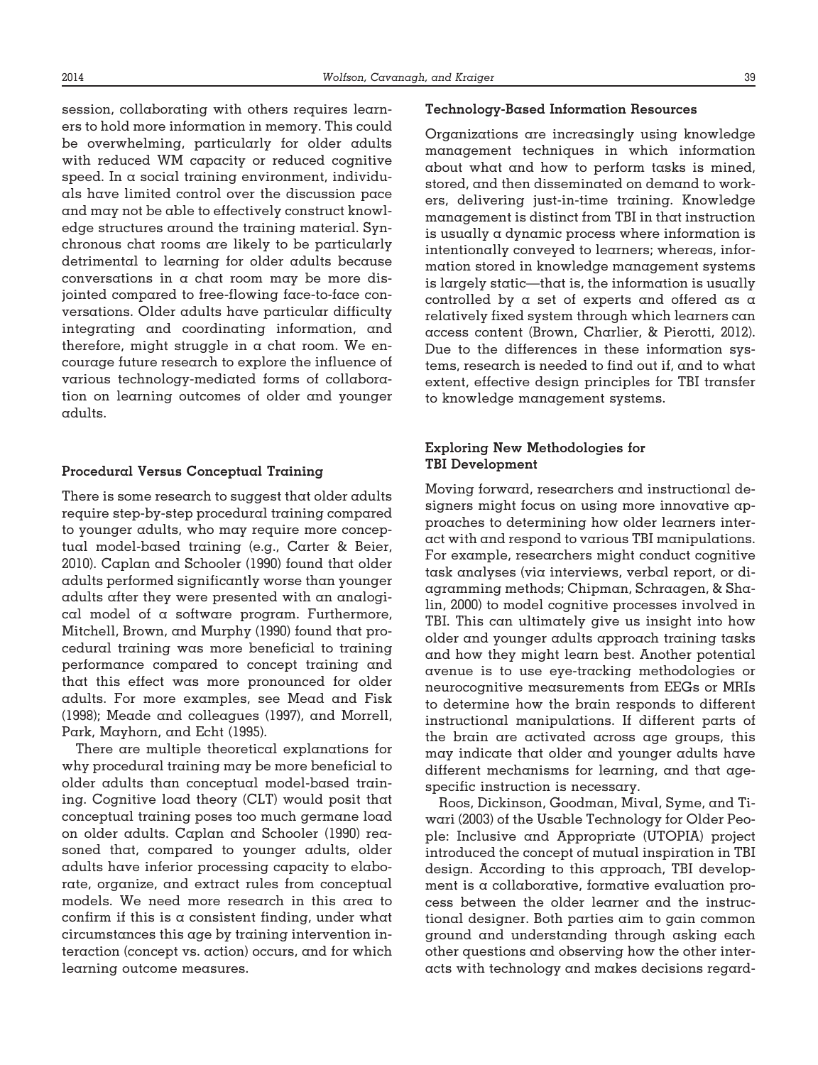session, collaborating with others requires learners to hold more information in memory. This could be overwhelming, particularly for older adults with reduced WM capacity or reduced cognitive speed. In a social training environment, individuals have limited control over the discussion pace and may not be able to effectively construct knowledge structures around the training material. Synchronous chat rooms are likely to be particularly detrimental to learning for older adults because conversations in a chat room may be more disjointed compared to free-flowing face-to-face conversations. Older adults have particular difficulty integrating and coordinating information, and therefore, might struggle in a chat room. We encourage future research to explore the influence of various technology-mediated forms of collaboration on learning outcomes of older and younger adults.

### Procedural Versus Conceptual Training

There is some research to suggest that older adults require step-by-step procedural training compared to younger adults, who may require more conceptual model-based training (e.g., Carter & Beier, 2010). Caplan and Schooler (1990) found that older adults performed significantly worse than younger adults after they were presented with an analogical model of a software program. Furthermore, Mitchell, Brown, and Murphy (1990) found that procedural training was more beneficial to training performance compared to concept training and that this effect was more pronounced for older adults. For more examples, see Mead and Fisk (1998); Meade and colleagues (1997), and Morrell, Park, Mayhorn, and Echt (1995).

There are multiple theoretical explanations for why procedural training may be more beneficial to older adults than conceptual model-based training. Cognitive load theory (CLT) would posit that conceptual training poses too much germane load on older adults. Caplan and Schooler (1990) reasoned that, compared to younger adults, older adults have inferior processing capacity to elaborate, organize, and extract rules from conceptual models. We need more research in this area to confirm if this is a consistent finding, under what circumstances this age by training intervention interaction (concept vs. action) occurs, and for which learning outcome measures.

### Technology-Based Information Resources

Organizations are increasingly using knowledge management techniques in which information about what and how to perform tasks is mined, stored, and then disseminated on demand to workers, delivering just-in-time training. Knowledge management is distinct from TBI in that instruction is usually a dynamic process where information is intentionally conveyed to learners; whereas, information stored in knowledge management systems is largely static—that is, the information is usually controlled by a set of experts and offered as a relatively fixed system through which learners can access content (Brown, Charlier, & Pierotti, 2012). Due to the differences in these information systems, research is needed to find out if, and to what extent, effective design principles for TBI transfer to knowledge management systems.

### Exploring New Methodologies for TBI Development

Moving forward, researchers and instructional designers might focus on using more innovative approaches to determining how older learners interact with and respond to various TBI manipulations. For example, researchers might conduct cognitive task analyses (via interviews, verbal report, or diagramming methods; Chipman, Schraagen, & Shalin, 2000) to model cognitive processes involved in TBI. This can ultimately give us insight into how older and younger adults approach training tasks and how they might learn best. Another potential avenue is to use eye-tracking methodologies or neurocognitive measurements from EEGs or MRIs to determine how the brain responds to different instructional manipulations. If different parts of the brain are activated across age groups, this may indicate that older and younger adults have different mechanisms for learning, and that age-specific instruction is necessary.

Roos, Dickinson, Goodman, Mival, Syme, and Tiwari (2003) of the Usable Technology for Older People: Inclusive and Appropriate (UTOPIA) project introduced the concept of mutual inspiration in TBI design. According to this approach, TBI development is a collaborative, formative evaluation process between the older learner and the instructional designer. Both parties aim to gain common ground and understanding through asking each other questions and observing how the other interacts with technology and makes decisions regard-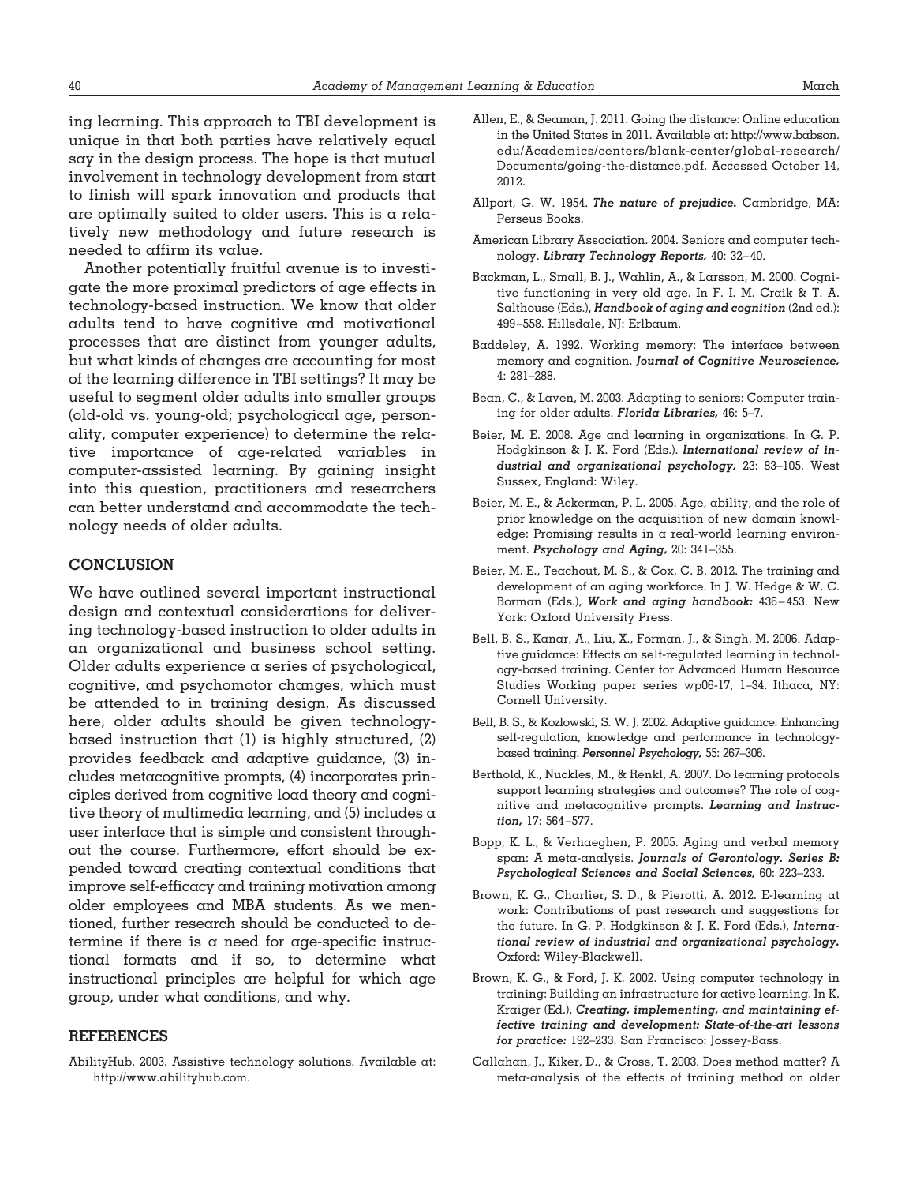ing learning. This approach to TBI development is unique in that both parties have relatively equal say in the design process. The hope is that mutual involvement in technology development from start to finish will spark innovation and products that are optimally suited to older users. This is a relatively new methodology and future research is needed to affirm its value.

Another potentially fruitful avenue is to investigate the more proximal predictors of age effects in technology-based instruction. We know that older adults tend to have cognitive and motivational processes that are distinct from younger adults, but what kinds of changes are accounting for most of the learning difference in TBI settings? It may be useful to segment older adults into smaller groups (old-old vs. young-old; psychological age, personality, computer experience) to determine the relative importance of age-related variables in computer-assisted learning. By gaining insight into this question, practitioners and researchers can better understand and accommodate the technology needs of older adults.

## CONCLUSION

We have outlined several important instructional design and contextual considerations for delivering technology-based instruction to older adults in an organizational and business school setting. Older adults experience a series of psychological, cognitive, and psychomotor changes, which must be attended to in training design. As discussed here, older adults should be given technology-based instruction that (1) is highly structured, (2) provides feedback and adaptive guidance, (3) includes metacognitive prompts, (4) incorporates principles derived from cognitive load theory and cognitive theory of multimedia learning, and (5) includes a user interface that is simple and consistent throughout the course. Furthermore, effort should be expended toward creating contextual conditions that improve self-efficacy and training motivation among older employees and MBA students. As we mentioned, further research should be conducted to determine if there is a need for age-specific instructional formats and if so, to determine what instructional principles are helpful for which age group, under what conditions, and why.

## REFERENCES

AbilityHub. 2003. Assistive technology solutions. Available at: http://www.abilityhub.com.

Allen, E., & Seaman, J. 2011. Going the distance: Online education in the United States in 2011. Available at: http://www.babson.edu/Academics/centers/blank-center/global-research/Documents/going-the-distance.pdf. Accessed October 14, 2012.

Allport, G. W. 1954. ***The nature of prejudice.*** Cambridge, MA: Perseus Books.

American Library Association. 2004. Seniors and computer technology. ***Library Technology Reports,*** 40: 32–40.

Backman, L., Small, B. J., Wahlin, A., & Larsson, M. 2000. Cognitive functioning in very old age. In F. I. M. Craik & T. A. Salthouse (Eds.), ***Handbook of aging and cognition*** (2nd ed.): 499–558. Hillsdale, NJ: Erlbaum.

Baddeley, A. 1992. Working memory: The interface between memory and cognition. ***Journal of Cognitive Neuroscience,*** 4: 281–288.

Bean, C., & Laven, M. 2003. Adapting to seniors: Computer training for older adults. ***Florida Libraries,*** 46: 5–7.

Beier, M. E. 2008. Age and learning in organizations. In G. P. Hodgkinson & J. K. Ford (Eds.). ***International review of industrial and organizational psychology,*** 23: 83–105. West Sussex, England: Wiley.

Beier, M. E., & Ackerman, P. L. 2005. Age, ability, and the role of prior knowledge on the acquisition of new domain knowledge: Promising results in a real-world learning environment. ***Psychology and Aging,*** 20: 341–355.

Beier, M. E., Teachout, M. S., & Cox, C. B. 2012. The training and development of an aging workforce. In J. W. Hedge & W. C. Borman (Eds.), ***Work and aging handbook:*** 436–453. New York: Oxford University Press.

Bell, B. S., Kanar, A., Liu, X., Forman, J., & Singh, M. 2006. Adaptive guidance: Effects on self-regulated learning in technology-based training. Center for Advanced Human Resource Studies Working paper series wp06-17, 1–34. Ithaca, NY: Cornell University.

Bell, B. S., & Kozlowski, S. W. J. 2002. Adaptive guidance: Enhancing self-regulation, knowledge and performance in technology-based training. ***Personnel Psychology,*** 55: 267–306.

Berthold, K., Nuckles, M., & Renkl, A. 2007. Do learning protocols support learning strategies and outcomes? The role of cognitive and metacognitive prompts. ***Learning and Instruction,*** 17: 564–577.

Bopp, K. L., & Verhaeghen, P. 2005. Aging and verbal memory span: A meta-analysis. ***Journals of Gerontology. Series B: Psychological Sciences and Social Sciences,*** 60: 223–233.

Brown, K. G., Charlier, S. D., & Pierotti, A. 2012. E-learning at work: Contributions of past research and suggestions for the future. In G. P. Hodgkinson & J. K. Ford (Eds.), ***International review of industrial and organizational psychology.*** Oxford: Wiley-Blackwell.

Brown, K. G., & Ford, J. K. 2002. Using computer technology in training: Building an infrastructure for active learning. In K. Kraiger (Ed.), ***Creating, implementing, and maintaining effective training and development: State-of-the-art lessons for practice:*** 192–233. San Francisco: Jossey-Bass.

Callahan, J., Kiker, D., & Cross, T. 2003. Does method matter? A meta-analysis of the effects of training method on older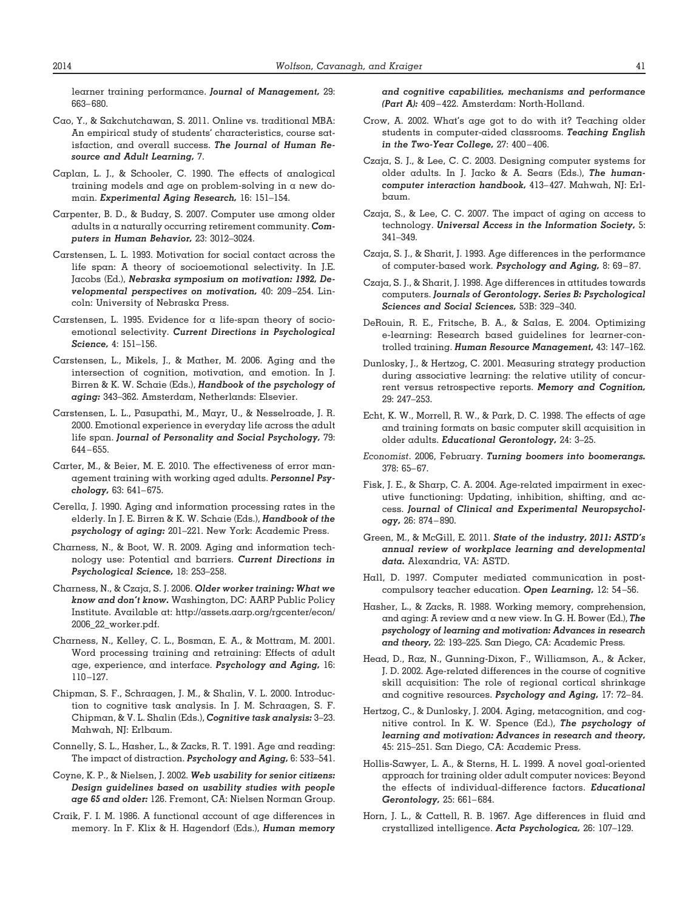learner training performance. ***Journal of Management,*** 29: 663–680.

Cao, Y., & Sakchutchawan, S. 2011. Online vs. traditional MBA: An empirical study of students' characteristics, course satisfaction, and overall success. ***The Journal of Human Resource and Adult Learning,*** 7.

Caplan, L. J., & Schooler, C. 1990. The effects of analogical training models and age on problem-solving in a new domain. ***Experimental Aging Research,*** 16: 151–154.

Carpenter, B. D., & Buday, S. 2007. Computer use among older adults in a naturally occurring retirement community. ***Computers in Human Behavior,*** 23: 3012–3024.

Carstensen, L. L. 1993. Motivation for social contact across the life span: A theory of socioemotional selectivity. In J.E. Jacobs (Ed.), ***Nebraska symposium on motivation: 1992, Developmental perspectives on motivation,*** 40: 209–254. Lincoln: University of Nebraska Press.

Carstensen, L. 1995. Evidence for a life-span theory of socioemotional selectivity. ***Current Directions in Psychological Science,*** 4: 151–156.

Carstensen, L., Mikels, J., & Mather, M. 2006. Aging and the intersection of cognition, motivation, and emotion. In J. Birren & K. W. Schaie (Eds.), ***Handbook of the psychology of aging:*** 343–362. Amsterdam, Netherlands: Elsevier.

Carstensen, L. L., Pasupathi, M., Mayr, U., & Nesselroade, J. R. 2000. Emotional experience in everyday life across the adult life span. ***Journal of Personality and Social Psychology,*** 79: 644–655.

Carter, M., & Beier, M. E. 2010. The effectiveness of error management training with working aged adults. ***Personnel Psychology,*** 63: 641–675.

Cerella, J. 1990. Aging and information processing rates in the elderly. In J. E. Birren & K. W. Schaie (Eds.), ***Handbook of the psychology of aging:*** 201–221. New York: Academic Press.

Charness, N., & Boot, W. R. 2009. Aging and information technology use: Potential and barriers. ***Current Directions in Psychological Science,*** 18: 253–258.

Charness, N., & Czaja, S. J. 2006. ***Older worker training: What we know and don't know.*** Washington, DC: AARP Public Policy Institute. Available at: http://assets.aarp.org/rgcenter/econ/2006_22_worker.pdf.

Charness, N., Kelley, C. L., Bosman, E. A., & Mottram, M. 2001. Word processing training and retraining: Effects of adult age, experience, and interface. ***Psychology and Aging,*** 16: 110–127.

Chipman, S. F., Schraagen, J. M., & Shalin, V. L. 2000. Introduction to cognitive task analysis. In J. M. Schraagen, S. F. Chipman, & V. L. Shalin (Eds.), ***Cognitive task analysis:*** 3–23. Mahwah, NJ: Erlbaum.

Connelly, S. L., Hasher, L., & Zacks, R. T. 1991. Age and reading: The impact of distraction. ***Psychology and Aging,*** 6: 533–541.

Coyne, K. P., & Nielsen, J. 2002. ***Web usability for senior citizens: Design guidelines based on usability studies with people age 65 and older:*** 126. Fremont, CA: Nielsen Norman Group.

Craik, F. I. M. 1986. A functional account of age differences in memory. In F. Klix & H. Hagendorf (Eds.), ***Human memory and cognitive capabilities, mechanisms and performance (Part A):*** 409–422. Amsterdam: North-Holland.

Crow, A. 2002. What's age got to do with it? Teaching older students in computer-aided classrooms. ***Teaching English in the Two-Year College,*** 27: 400–406.

Czaja, S. J., & Lee, C. C. 2003. Designing computer systems for older adults. In J. Jacko & A. Sears (Eds.), ***The human-computer interaction handbook,*** 413–427. Mahwah, NJ: Erlbaum.

Czaja, S., & Lee, C. C. 2007. The impact of aging on access to technology. ***Universal Access in the Information Society,*** 5: 341–349.

Czaja, S. J., & Sharit, J. 1993. Age differences in the performance of computer-based work. ***Psychology and Aging,*** 8: 69–87.

Czaja, S. J., & Sharit, J. 1998. Age differences in attitudes towards computers. ***Journals of Gerontology. Series B: Psychological Sciences and Social Sciences,*** 53B: 329–340.

DeRouin, R. E., Fritzsche, B. A., & Salas, E. 2004. Optimizing e-learning: Research based guidelines for learner-controlled training. ***Human Resource Management,*** 43: 147–162.

Dunlosky, J., & Hertzog, C. 2001. Measuring strategy production during associative learning: the relative utility of concurrent versus retrospective reports. ***Memory and Cognition,*** 29: 247–253.

Echt, K. W., Morrell, R. W., & Park, D. C. 1998. The effects of age and training formats on basic computer skill acquisition in older adults. ***Educational Gerontology,*** 24: 3–25.

*Economist*. 2006, February. ***Turning boomers into boomerangs.*** 378: 65–67.

Fisk, J. E., & Sharp, C. A. 2004. Age-related impairment in executive functioning: Updating, inhibition, shifting, and access. ***Journal of Clinical and Experimental Neuropsychology,*** 26: 874–890.

Green, M., & McGill, E. 2011. ***State of the industry, 2011: ASTD's annual review of workplace learning and developmental data.*** Alexandria, VA: ASTD.

Hall, D. 1997. Computer mediated communication in post-compulsory teacher education. ***Open Learning,*** 12: 54–56.

Hasher, L., & Zacks, R. 1988. Working memory, comprehension, and aging: A review and a new view. In G. H. Bower (Ed.), ***The psychology of learning and motivation: Advances in research and theory,*** 22: 193–225. San Diego, CA: Academic Press.

Head, D., Raz, N., Gunning-Dixon, F., Williamson, A., & Acker, J. D. 2002. Age-related differences in the course of cognitive skill acquisition: The role of regional cortical shrinkage and cognitive resources. ***Psychology and Aging,*** 17: 72–84.

Hertzog, C., & Dunlosky, J. 2004. Aging, metacognition, and cognitive control. In K. W. Spence (Ed.), ***The psychology of learning and motivation: Advances in research and theory,*** 45: 215–251. San Diego, CA: Academic Press.

Hollis-Sawyer, L. A., & Sterns, H. L. 1999. A novel goal-oriented approach for training older adult computer novices: Beyond the effects of individual-difference factors. ***Educational Gerontology,*** 25: 661–684.

Horn, J. L., & Cattell, R. B. 1967. Age differences in fluid and crystallized intelligence. ***Acta Psychologica,*** 26: 107–129.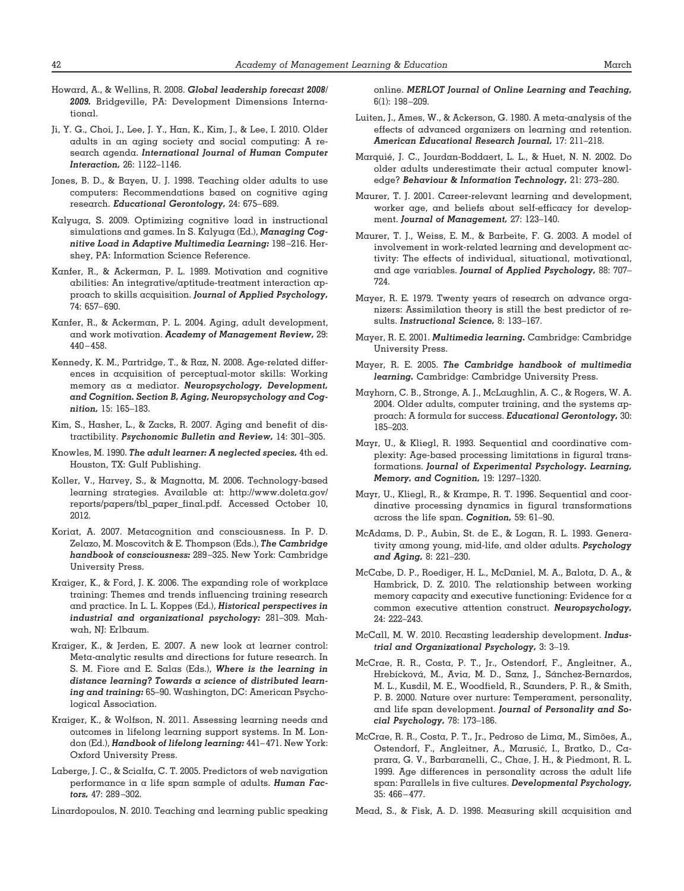Howard, A., & Wellins, R. 2008. ***Global leadership forecast 2008/2009.*** Bridgeville, PA: Development Dimensions International.

Ji, Y. G., Choi, J., Lee, J. Y., Han, K., Kim, J., & Lee, I. 2010. Older adults in an aging society and social computing: A research agenda. ***International Journal of Human Computer Interaction,*** 26: 1122–1146.

Jones, B. D., & Bayen, U. J. 1998. Teaching older adults to use computers: Recommendations based on cognitive aging research. ***Educational Gerontology,*** 24: 675–689.

Kalyuga, S. 2009. Optimizing cognitive load in instructional simulations and games. In S. Kalyuga (Ed.), ***Managing Cognitive Load in Adaptive Multimedia Learning:*** 198–216. Hershey, PA: Information Science Reference.

Kanfer, R., & Ackerman, P. L. 1989. Motivation and cognitive abilities: An integrative/aptitude-treatment interaction approach to skills acquisition. ***Journal of Applied Psychology,*** 74: 657–690.

Kanfer, R., & Ackerman, P. L. 2004. Aging, adult development, and work motivation. ***Academy of Management Review,*** 29: 440–458.

Kennedy, K. M., Partridge, T., & Raz, N. 2008. Age-related differences in acquisition of perceptual-motor skills: Working memory as a mediator. ***Neuropsychology, Development, and Cognition. Section B, Aging, Neuropsychology and Cognition,*** 15: 165–183.

Kim, S., Hasher, L., & Zacks, R. 2007. Aging and benefit of distractibility. ***Psychonomic Bulletin and Review,*** 14: 301–305.

Knowles, M. 1990. ***The adult learner: A neglected species,*** 4th ed. Houston, TX: Gulf Publishing.

Koller, V., Harvey, S., & Magnotta, M. 2006. Technology-based learning strategies. Available at: http://www.doleta.gov/reports/papers/tbl_paper_final.pdf. Accessed October 10, 2012.

Koriat, A. 2007. Metacognition and consciousness. In P. D. Zelazo, M. Moscovitch & E. Thompson (Eds.), ***The Cambridge handbook of consciousness:*** 289–325. New York: Cambridge University Press.

Kraiger, K., & Ford, J. K. 2006. The expanding role of workplace training: Themes and trends influencing training research and practice. In L. L. Koppes (Ed.), ***Historical perspectives in industrial and organizational psychology:*** 281–309. Mahwah, NJ: Erlbaum.

Kraiger, K., & Jerden, E. 2007. A new look at learner control: Meta-analytic results and directions for future research. In S. M. Fiore and E. Salas (Eds.), ***Where is the learning in distance learning? Towards a science of distributed learning and training:*** 65–90. Washington, DC: American Psychological Association.

Kraiger, K., & Wolfson, N. 2011. Assessing learning needs and outcomes in lifelong learning support systems. In M. London (Ed.), ***Handbook of lifelong learning:*** 441–471. New York: Oxford University Press.

Laberge, J. C., & Scialfa, C. T. 2005. Predictors of web navigation performance in a life span sample of adults. ***Human Factors,*** 47: 289–302.

Linardopoulos, N. 2010. Teaching and learning public speaking online. ***MERLOT Journal of Online Learning and Teaching,*** 6(1): 198–209.

Luiten, J., Ames, W., & Ackerson, G. 1980. A meta-analysis of the effects of advanced organizers on learning and retention. ***American Educational Research Journal,*** 17: 211–218.

Marquié, J. C., Jourdan-Boddaert, L. L., & Huet, N. N. 2002. Do older adults underestimate their actual computer knowledge? ***Behaviour & Information Technology,*** 21: 273–280.

Maurer, T. J. 2001. Career-relevant learning and development, worker age, and beliefs about self-efficacy for development. ***Journal of Management,*** 27: 123–140.

Maurer, T. J., Weiss, E. M., & Barbeite, F. G. 2003. A model of involvement in work-related learning and development activity: The effects of individual, situational, motivational, and age variables. ***Journal of Applied Psychology,*** 88: 707–724.

Mayer, R. E. 1979. Twenty years of research on advance organizers: Assimilation theory is still the best predictor of results. ***Instructional Science,*** 8: 133–167.

Mayer, R. E. 2001. ***Multimedia learning.*** Cambridge: Cambridge University Press.

Mayer, R. E. 2005. ***The Cambridge handbook of multimedia learning.*** Cambridge: Cambridge University Press.

Mayhorn, C. B., Stronge, A. J., McLaughlin, A. C., & Rogers, W. A. 2004. Older adults, computer training, and the systems approach: A formula for success. ***Educational Gerontology,*** 30: 185–203.

Mayr, U., & Kliegl, R. 1993. Sequential and coordinative complexity: Age-based processing limitations in figural transformations. ***Journal of Experimental Psychology. Learning, Memory, and Cognition,*** 19: 1297–1320.

Mayr, U., Kliegl, R., & Krampe, R. T. 1996. Sequential and coordinative processing dynamics in figural transformations across the life span. ***Cognition,*** 59: 61–90.

McAdams, D. P., Aubin, St. de E., & Logan, R. L. 1993. Generativity among young, mid-life, and older adults. ***Psychology and Aging,*** 8: 221–230.

McCabe, D. P., Roediger, H. L., McDaniel, M. A., Balota, D. A., & Hambrick, D. Z. 2010. The relationship between working memory capacity and executive functioning: Evidence for a common executive attention construct. ***Neuropsychology,*** 24: 222–243.

McCall, M. W. 2010. Recasting leadership development. ***Industrial and Organizational Psychology,*** 3: 3–19.

McCrae, R. R., Costa, P. T., Jr., Ostendorf, F., Angleitner, A., Hrebícková, M., Avia, M. D., Sanz, J., Sánchez-Bernardos, M. L., Kusdil, M. E., Woodfield, R., Saunders, P. R., & Smith, P. B. 2000. Nature over nurture: Temperament, personality, and life span development. ***Journal of Personality and Social Psychology,*** 78: 173–186.

McCrae, R. R., Costa, P. T., Jr., Pedroso de Lima, M., Simões, A., Ostendorf, F., Angleitner, A., Marusić, I., Bratko, D., Caprara, G. V., Barbaranelli, C., Chae, J. H., & Piedmont, R. L. 1999. Age differences in personality across the adult life span: Parallels in five cultures. ***Developmental Psychology,*** 35: 466–477.

Mead, S., & Fisk, A. D. 1998. Measuring skill acquisition and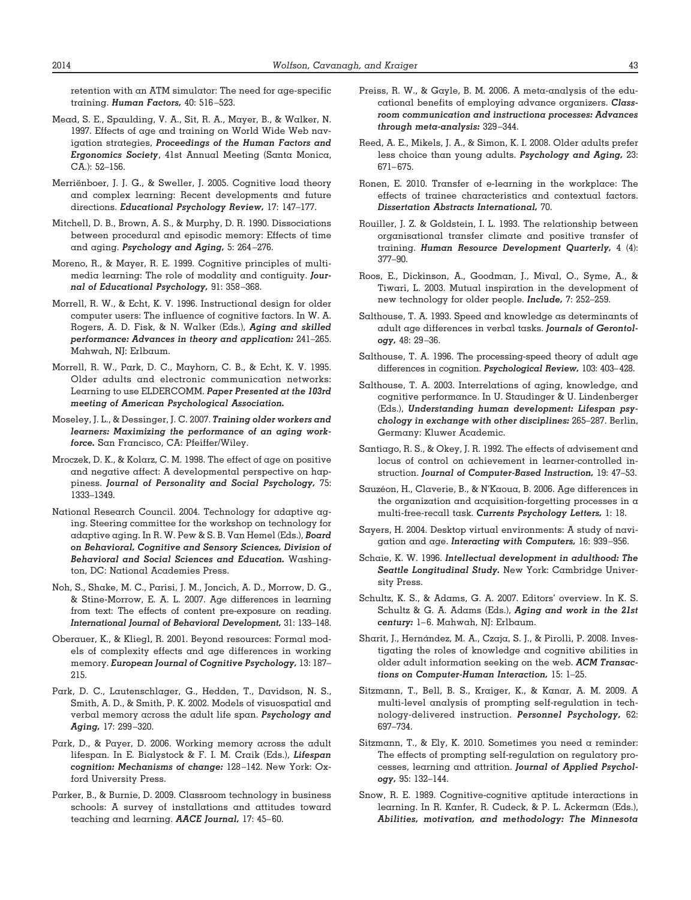retention with an ATM simulator: The need for age-specific training. ***Human Factors,*** 40: 516–523.

Mead, S. E., Spaulding, V. A., Sit, R. A., Mayer, B., & Walker, N. 1997. Effects of age and training on World Wide Web navigation strategies, ***Proceedings of the Human Factors and Ergonomics Society***, 41st Annual Meeting (Santa Monica, CA.): 52–156.

Merriënboer, J. J. G., & Sweller, J. 2005. Cognitive load theory and complex learning: Recent developments and future directions. ***Educational Psychology Review,*** 17: 147–177.

Mitchell, D. B., Brown, A. S., & Murphy, D. R. 1990. Dissociations between procedural and episodic memory: Effects of time and aging. ***Psychology and Aging,*** 5: 264–276.

Moreno, R., & Mayer, R. E. 1999. Cognitive principles of multimedia learning: The role of modality and contiguity. ***Journal of Educational Psychology,*** 91: 358–368.

Morrell, R. W., & Echt, K. V. 1996. Instructional design for older computer users: The influence of cognitive factors. In W. A. Rogers, A. D. Fisk, & N. Walker (Eds.), ***Aging and skilled performance: Advances in theory and application:*** 241–265. Mahwah, NJ: Erlbaum.

Morrell, R. W., Park, D. C., Mayhorn, C. B., & Echt, K. V. 1995. Older adults and electronic communication networks: Learning to use ELDERCOMM. ***Paper Presented at the 103rd meeting of American Psychological Association.***

Moseley, J. L., & Dessinger, J. C. 2007. ***Training older workers and learners: Maximizing the performance of an aging workforce.*** San Francisco, CA: Pfeiffer/Wiley.

Mroczek, D. K., & Kolarz, C. M. 1998. The effect of age on positive and negative affect: A developmental perspective on happiness. ***Journal of Personality and Social Psychology,*** 75: 1333–1349.

National Research Council. 2004. Technology for adaptive aging. Steering committee for the workshop on technology for adaptive aging. In R. W. Pew & S. B. Van Hemel (Eds.), ***Board on Behavioral, Cognitive and Sensory Sciences, Division of Behavioral and Social Sciences and Education.*** Washington, DC: National Academies Press.

Noh, S., Shake, M. C., Parisi, J. M., Joncich, A. D., Morrow, D. G., & Stine-Morrow, E. A. L. 2007. Age differences in learning from text: The effects of content pre-exposure on reading. ***International Journal of Behavioral Development,*** 31: 133–148.

Oberauer, K., & Kliegl, R. 2001. Beyond resources: Formal models of complexity effects and age differences in working memory. ***European Journal of Cognitive Psychology,*** 13: 187–215.

Park, D. C., Lautenschlager, G., Hedden, T., Davidson, N. S., Smith, A. D., & Smith, P. K. 2002. Models of visuospatial and verbal memory across the adult life span. ***Psychology and Aging,*** 17: 299–320.

Park, D., & Payer, D. 2006. Working memory across the adult lifespan. In E. Bialystock & F. I. M. Craik (Eds.), ***Lifespan cognition: Mechanisms of change:*** 128–142. New York: Oxford University Press.

Parker, B., & Burnie, D. 2009. Classroom technology in business schools: A survey of installations and attitudes toward teaching and learning. ***AACE Journal,*** 17: 45–60.

Preiss, R. W., & Gayle, B. M. 2006. A meta-analysis of the educational benefits of employing advance organizers. ***Classroom communication and instructiona processes: Advances through meta-analysis:*** 329–344.

Reed, A. E., Mikels, J. A., & Simon, K. I. 2008. Older adults prefer less choice than young adults. ***Psychology and Aging,*** 23: 671–675.

Ronen, E. 2010. Transfer of e-learning in the workplace: The effects of trainee characteristics and contextual factors. ***Dissertation Abstracts International,*** 70.

Rouiller, J. Z. & Goldstein, I. L. 1993. The relationship between organisational transfer climate and positive transfer of training. ***Human Resource Development Quarterly,*** 4 (4): 377–90.

Roos, E., Dickinson, A., Goodman, J., Mival, O., Syme, A., & Tiwari, L. 2003. Mutual inspiration in the development of new technology for older people. ***Include,*** 7: 252–259.

Salthouse, T. A. 1993. Speed and knowledge as determinants of adult age differences in verbal tasks. ***Journals of Gerontology,*** 48: 29–36.

Salthouse, T. A. 1996. The processing-speed theory of adult age differences in cognition. ***Psychological Review,*** 103: 403–428.

Salthouse, T. A. 2003. Interrelations of aging, knowledge, and cognitive performance. In U. Staudinger & U. Lindenberger (Eds.), ***Understanding human development: Lifespan psychology in exchange with other disciplines:*** 265–287. Berlin, Germany: Kluwer Academic.

Santiago, R. S., & Okey, J. R. 1992. The effects of advisement and locus of control on achievement in learner-controlled instruction. ***Journal of Computer-Based Instruction,*** 19: 47–53.

Sauzéon, H., Claverie, B., & N'Kaoua, B. 2006. Age differences in the organization and acquisition-forgetting processes in a multi-free-recall task. ***Currents Psychology Letters,*** 1: 18.

Sayers, H. 2004. Desktop virtual environments: A study of navigation and age. ***Interacting with Computers,*** 16: 939–956.

Schaie, K. W. 1996. ***Intellectual development in adulthood: The Seattle Longitudinal Study.*** New York: Cambridge University Press.

Schultz, K. S., & Adams, G. A. 2007. Editors' overview. In K. S. Schultz & G. A. Adams (Eds.), ***Aging and work in the 21st century:*** 1–6. Mahwah, NJ: Erlbaum.

Sharit, J., Hernández, M. A., Czaja, S. J., & Pirolli, P. 2008. Investigating the roles of knowledge and cognitive abilities in older adult information seeking on the web. ***ACM Transactions on Computer-Human Interaction,*** 15: 1–25.

Sitzmann, T., Bell, B. S., Kraiger, K., & Kanar, A. M. 2009. A multi-level analysis of prompting self-regulation in technology-delivered instruction. ***Personnel Psychology,*** 62: 697–734.

Sitzmann, T., & Ely, K. 2010. Sometimes you need a reminder: The effects of prompting self-regulation on regulatory processes, learning and attrition. ***Journal of Applied Psychology,*** 95: 132–144.

Snow, R. E. 1989. Cognitive-cognitive aptitude interactions in learning. In R. Kanfer, R. Cudeck, & P. L. Ackerman (Eds.), ***Abilities, motivation, and methodology: The Minnesota***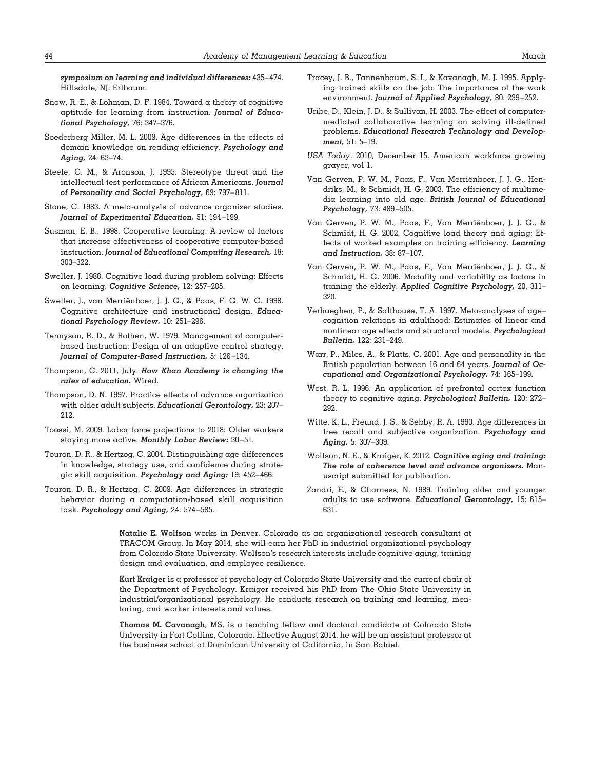*symposium on learning and individual differences:* 435–474. Hillsdale, NJ: Erlbaum.

Snow, R. E., & Lohman, D. F. 1984. Toward a theory of cognitive aptitude for learning from instruction. ***Journal of Educational Psychology,*** 76: 347–376.

Soederberg Miller, M. L. 2009. Age differences in the effects of domain knowledge on reading efficiency. ***Psychology and Aging,*** 24: 63–74.

Steele, C. M., & Aronson, J. 1995. Stereotype threat and the intellectual test performance of African Americans. ***Journal of Personality and Social Psychology,*** 69: 797–811.

Stone, C. 1983. A meta-analysis of advance organizer studies. ***Journal of Experimental Education,*** 51: 194–199.

Susman, E. B., 1998. Cooperative learning: A review of factors that increase effectiveness of cooperative computer-based instruction. ***Journal of Educational Computing Research,*** 18: 303–322.

Sweller, J. 1988. Cognitive load during problem solving: Effects on learning. ***Cognitive Science,*** 12: 257–285.

Sweller, J., van Merriënboer, J. J. G., & Paas, F. G. W. C. 1998. Cognitive architecture and instructional design. ***Educational Psychology Review,*** 10: 251–296.

Tennyson, R. D., & Rothen, W. 1979. Management of computer-based instruction: Design of an adaptive control strategy. ***Journal of Computer-Based Instruction,*** 5: 126–134.

Thompson, C. 2011, July. ***How Khan Academy is changing the rules of education.*** Wired.

Thompson, D. N. 1997. Practice effects of advance organization with older adult subjects. ***Educational Gerontology,*** 23: 207–212.

Toossi, M. 2009. Labor force projections to 2018: Older workers staying more active. ***Monthly Labor Review:*** 30–51.

Touron, D. R., & Hertzog, C. 2004. Distinguishing age differences in knowledge, strategy use, and confidence during strategic skill acquisition. ***Psychology and Aging:*** 19: 452–466.

Touron, D. R., & Hertzog, C. 2009. Age differences in strategic behavior during a computation-based skill acquisition task. ***Psychology and Aging,*** 24: 574–585.

Tracey, J. B., Tannenbaum, S. I., & Kavanagh, M. J. 1995. Applying trained skills on the job: The importance of the work environment. ***Journal of Applied Psychology,*** 80: 239–252.

Uribe, D., Klein, J. D., & Sullivan, H. 2003. The effect of computer-mediated collaborative learning on solving ill-defined problems. ***Educational Research Technology and Development,*** 51: 5–19.

*USA Today*. 2010, December 15. American workforce growing grayer, vol 1.

Van Gerven, P. W. M., Paas, F., Van Merriënboer, J. J. G., Hendriks, M., & Schmidt, H. G. 2003. The efficiency of multimedia learning into old age. ***British Journal of Educational Psychology,*** 73: 489–505.

Van Gerven, P. W. M., Paas, F., Van Merriënboer, J. J. G., & Schmidt, H. G. 2002. Cognitive load theory and aging: Effects of worked examples on training efficiency. ***Learning and Instruction,*** 38: 87–107.

Van Gerven, P. W. M., Paas, F., Van Merriënboer, J. J. G., & Schmidt, H. G. 2006. Modality and variability as factors in training the elderly. ***Applied Cognitive Psychology,*** 20, 311–320.

Verhaeghen, P., & Salthouse, T. A. 1997. Meta-analyses of age–cognition relations in adulthood: Estimates of linear and nonlinear age effects and structural models. ***Psychological Bulletin,*** 122: 231–249.

Warr, P., Miles, A., & Platts, C. 2001. Age and personality in the British population between 16 and 64 years. ***Journal of Occupational and Organizational Psychology,*** 74: 165–199.

West, R. L. 1996. An application of prefrontal cortex function theory to cognitive aging. ***Psychological Bulletin,*** 120: 272–292.

Witte, K. L., Freund, J. S., & Sebby, R. A. 1990. Age differences in free recall and subjective organization. ***Psychology and Aging,*** 5: 307–309.

Wolfson, N. E., & Kraiger, K. 2012. ***Cognitive aging and training: The role of coherence level and advance organizers.*** Manuscript submitted for publication.

Zandri, E., & Charness, N. 1989. Training older and younger adults to use software. ***Educational Gerontology,*** 15: 615–631.

**Natalie E. Wolfson** works in Denver, Colorado as an organizational research consultant at TRACOM Group. In May 2014, she will earn her PhD in industrial organizational psychology from Colorado State University. Wolfson's research interests include cognitive aging, training design and evaluation, and employee resilience.

**Kurt Kraiger** is a professor of psychology at Colorado State University and the current chair of the Department of Psychology. Kraiger received his PhD from The Ohio State University in industrial/organizational psychology. He conducts research on training and learning, mentoring, and worker interests and values.

**Thomas M. Cavanagh**, MS, is a teaching fellow and doctoral candidate at Colorado State University in Fort Collins, Colorado. Effective August 2014, he will be an assistant professor at the business school at Dominican University of California, in San Rafael.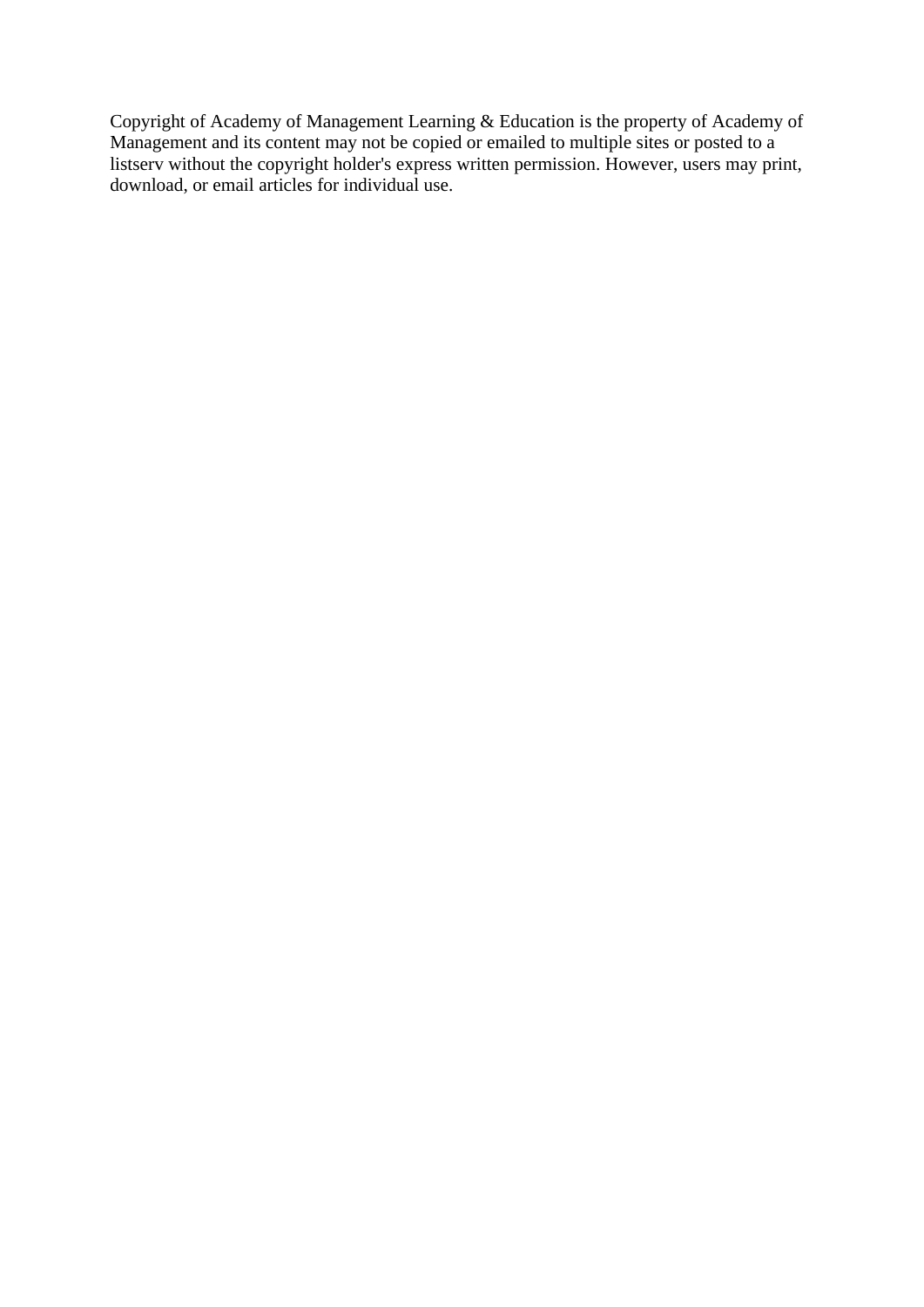Copyright of Academy of Management Learning & Education is the property of Academy of Management and its content may not be copied or emailed to multiple sites or posted to a listserv without the copyright holder's express written permission. However, users may print, download, or email articles for individual use.